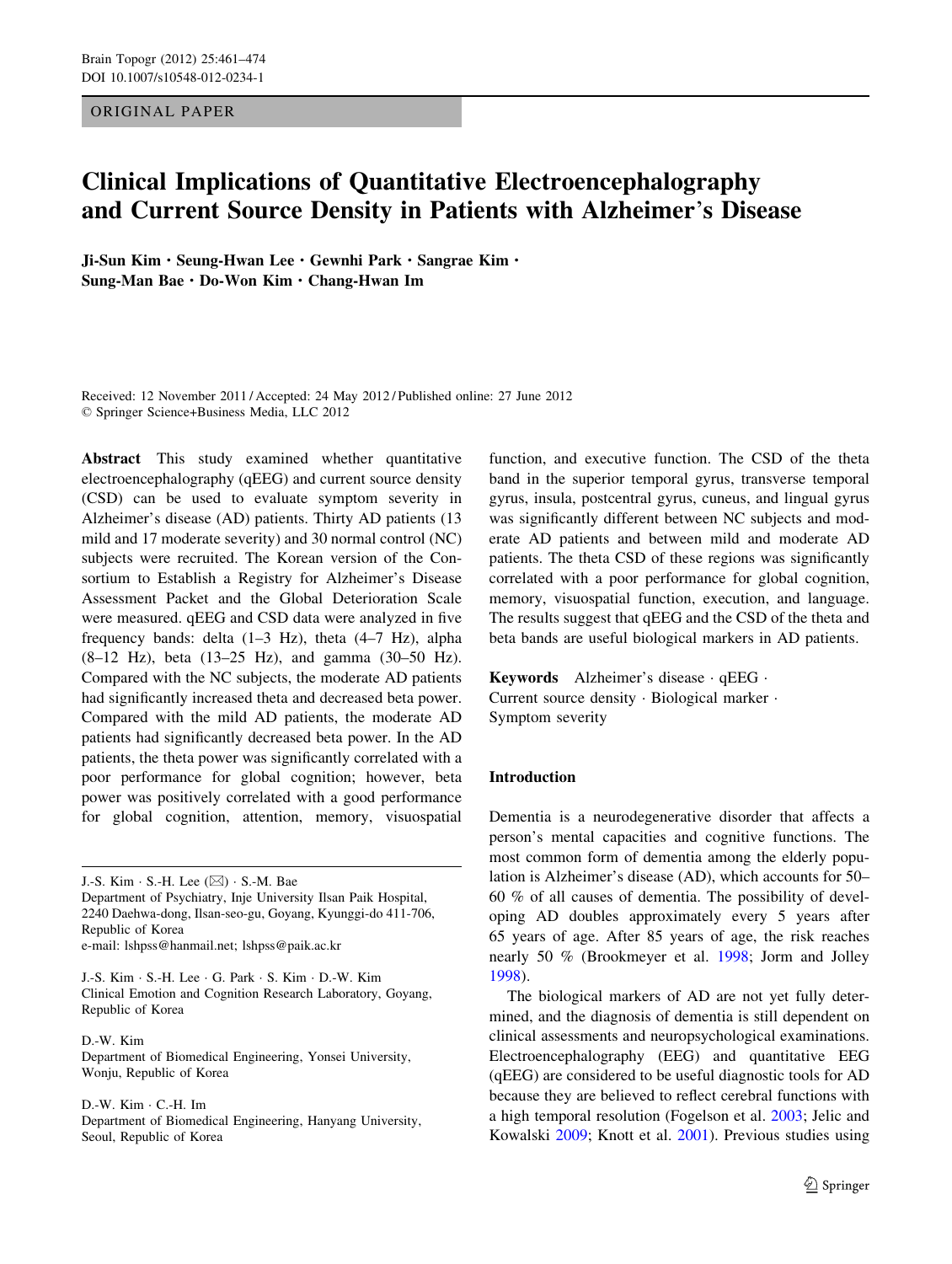ORIGINAL PAPER

# Clinical Implications of Quantitative Electroencephalography and Current Source Density in Patients with Alzheimer's Disease

**Ji-Sun Kim · Seung-Hwan Lee · Gewnhi Park · Sangrae Kim · Sung-Man Bae · Do-Won Kim · Chang-Hwan Im**

Received: 12 November 2011 / Accepted: 24 May 2012 / Published online: 27 June 2012
© Springer Science+Business Media, LLC 2012

**Abstract** This study examined whether quantitative electroencephalography (qEEG) and current source density (CSD) can be used to evaluate symptom severity in Alzheimer's disease (AD) patients. Thirty AD patients (13 mild and 17 moderate severity) and 30 normal control (NC) subjects were recruited. The Korean version of the Consortium to Establish a Registry for Alzheimer's Disease Assessment Packet and the Global Deterioration Scale were measured. qEEG and CSD data were analyzed in five frequency bands: delta (1–3 Hz), theta (4–7 Hz), alpha (8–12 Hz), beta (13–25 Hz), and gamma (30–50 Hz). Compared with the NC subjects, the moderate AD patients had significantly increased theta and decreased beta power. Compared with the mild AD patients, the moderate AD patients had significantly decreased beta power. In the AD patients, the theta power was significantly correlated with a poor performance for global cognition; however, beta power was positively correlated with a good performance for global cognition, attention, memory, visuospatial function, and executive function. The CSD of the theta band in the superior temporal gyrus, transverse temporal gyrus, insula, postcentral gyrus, cuneus, and lingual gyrus was significantly different between NC subjects and moderate AD patients and between mild and moderate AD patients. The theta CSD of these regions was significantly correlated with a poor performance for global cognition, memory, visuospatial function, execution, and language. The results suggest that qEEG and the CSD of the theta and beta bands are useful biological markers in AD patients.

**Keywords** Alzheimer's disease · qEEG · Current source density · Biological marker · Symptom severity

J.-S. Kim · S.-H. Lee (✉) · S.-M. Bae
Department of Psychiatry, Inje University Ilsan Paik Hospital, 2240 Daehwa-dong, Ilsan-seo-gu, Goyang, Kyunggi-do 411-706, Republic of Korea
e-mail: lshpss@hanmail.net; lshpss@paik.ac.kr

J.-S. Kim · S.-H. Lee · G. Park · S. Kim · D.-W. Kim
Clinical Emotion and Cognition Research Laboratory, Goyang, Republic of Korea

D.-W. Kim
Department of Biomedical Engineering, Yonsei University, Wonju, Republic of Korea

D.-W. Kim · C.-H. Im
Department of Biomedical Engineering, Hanyang University, Seoul, Republic of Korea

## Introduction

Dementia is a neurodegenerative disorder that affects a person's mental capacities and cognitive functions. The most common form of dementia among the elderly population is Alzheimer's disease (AD), which accounts for 50–60 % of all causes of dementia. The possibility of developing AD doubles approximately every 5 years after 65 years of age. After 85 years of age, the risk reaches nearly 50 % (Brookmeyer et al. 1998; Jorm and Jolley 1998).

The biological markers of AD are not yet fully determined, and the diagnosis of dementia is still dependent on clinical assessments and neuropsychological examinations. Electroencephalography (EEG) and quantitative EEG (qEEG) are considered to be useful diagnostic tools for AD because they are believed to reflect cerebral functions with a high temporal resolution (Fogelson et al. 2003; Jelic and Kowalski 2009; Knott et al. 2001). Previous studies using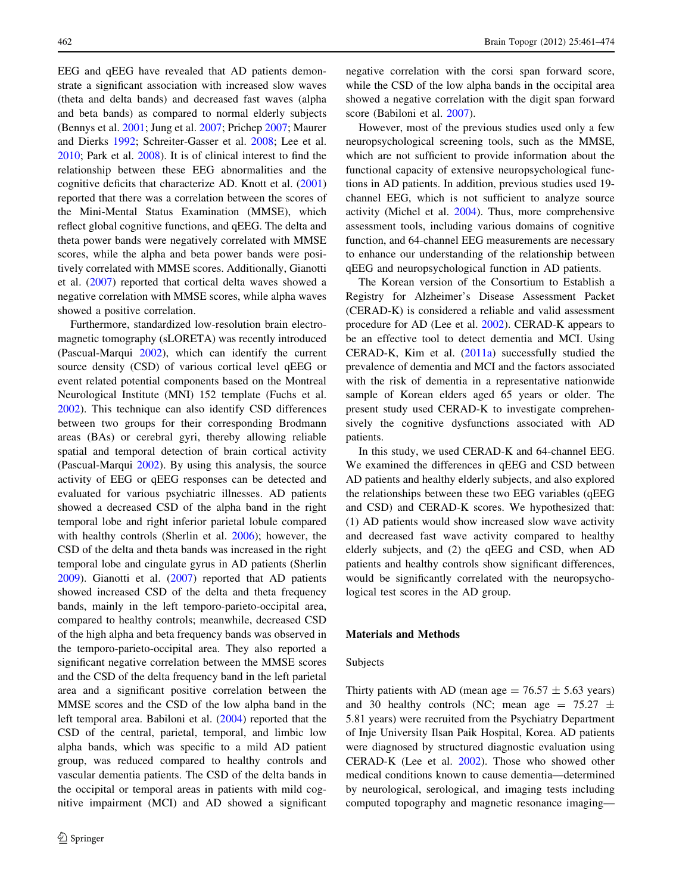EEG and qEEG have revealed that AD patients demonstrate a significant association with increased slow waves (theta and delta bands) and decreased fast waves (alpha and beta bands) as compared to normal elderly subjects (Bennys et al. 2001; Jung et al. 2007; Prichep 2007; Maurer and Dierks 1992; Schreiter-Gasser et al. 2008; Lee et al. 2010; Park et al. 2008). It is of clinical interest to find the relationship between these EEG abnormalities and the cognitive deficits that characterize AD. Knott et al. (2001) reported that there was a correlation between the scores of the Mini-Mental Status Examination (MMSE), which reflect global cognitive functions, and qEEG. The delta and theta power bands were negatively correlated with MMSE scores, while the alpha and beta power bands were positively correlated with MMSE scores. Additionally, Gianotti et al. (2007) reported that cortical delta waves showed a negative correlation with MMSE scores, while alpha waves showed a positive correlation.

Furthermore, standardized low-resolution brain electromagnetic tomography (sLORETA) was recently introduced (Pascual-Marqui 2002), which can identify the current source density (CSD) of various cortical level qEEG or event related potential components based on the Montreal Neurological Institute (MNI) 152 template (Fuchs et al. 2002). This technique can also identify CSD differences between two groups for their corresponding Brodmann areas (BAs) or cerebral gyri, thereby allowing reliable spatial and temporal detection of brain cortical activity (Pascual-Marqui 2002). By using this analysis, the source activity of EEG or qEEG responses can be detected and evaluated for various psychiatric illnesses. AD patients showed a decreased CSD of the alpha band in the right temporal lobe and right inferior parietal lobule compared with healthy controls (Sherlin et al. 2006); however, the CSD of the delta and theta bands was increased in the right temporal lobe and cingulate gyrus in AD patients (Sherlin 2009). Gianotti et al. (2007) reported that AD patients showed increased CSD of the delta and theta frequency bands, mainly in the left temporo-parieto-occipital area, compared to healthy controls; meanwhile, decreased CSD of the high alpha and beta frequency bands was observed in the temporo-parieto-occipital area. They also reported a significant negative correlation between the MMSE scores and the CSD of the delta frequency band in the left parietal area and a significant positive correlation between the MMSE scores and the CSD of the low alpha band in the left temporal area. Babiloni et al. (2004) reported that the CSD of the central, parietal, temporal, and limbic low alpha bands, which was specific to a mild AD patient group, was reduced compared to healthy controls and vascular dementia patients. The CSD of the delta bands in the occipital or temporal areas in patients with mild cognitive impairment (MCI) and AD showed a significant negative correlation with the corsi span forward score, while the CSD of the low alpha bands in the occipital area showed a negative correlation with the digit span forward score (Babiloni et al. 2007).

However, most of the previous studies used only a few neuropsychological screening tools, such as the MMSE, which are not sufficient to provide information about the functional capacity of extensive neuropsychological functions in AD patients. In addition, previous studies used 19-channel EEG, which is not sufficient to analyze source activity (Michel et al. 2004). Thus, more comprehensive assessment tools, including various domains of cognitive function, and 64-channel EEG measurements are necessary to enhance our understanding of the relationship between qEEG and neuropsychological function in AD patients.

The Korean version of the Consortium to Establish a Registry for Alzheimer's Disease Assessment Packet (CERAD-K) is considered a reliable and valid assessment procedure for AD (Lee et al. 2002). CERAD-K appears to be an effective tool to detect dementia and MCI. Using CERAD-K, Kim et al. (2011a) successfully studied the prevalence of dementia and MCI and the factors associated with the risk of dementia in a representative nationwide sample of Korean elders aged 65 years or older. The present study used CERAD-K to investigate comprehensively the cognitive dysfunctions associated with AD patients.

In this study, we used CERAD-K and 64-channel EEG. We examined the differences in qEEG and CSD between AD patients and healthy elderly subjects, and also explored the relationships between these two EEG variables (qEEG and CSD) and CERAD-K scores. We hypothesized that: (1) AD patients would show increased slow wave activity and decreased fast wave activity compared to healthy elderly subjects, and (2) the qEEG and CSD, when AD patients and healthy controls show significant differences, would be significantly correlated with the neuropsychological test scores in the AD group.

## Materials and Methods

### Subjects

Thirty patients with AD (mean age = 76.57 ± 5.63 years) and 30 healthy controls (NC; mean age = 75.27 ± 5.81 years) were recruited from the Psychiatry Department of Inje University Ilsan Paik Hospital, Korea. AD patients were diagnosed by structured diagnostic evaluation using CERAD-K (Lee et al. 2002). Those who showed other medical conditions known to cause dementia—determined by neurological, serological, and imaging tests including computed topography and magnetic resonance imaging—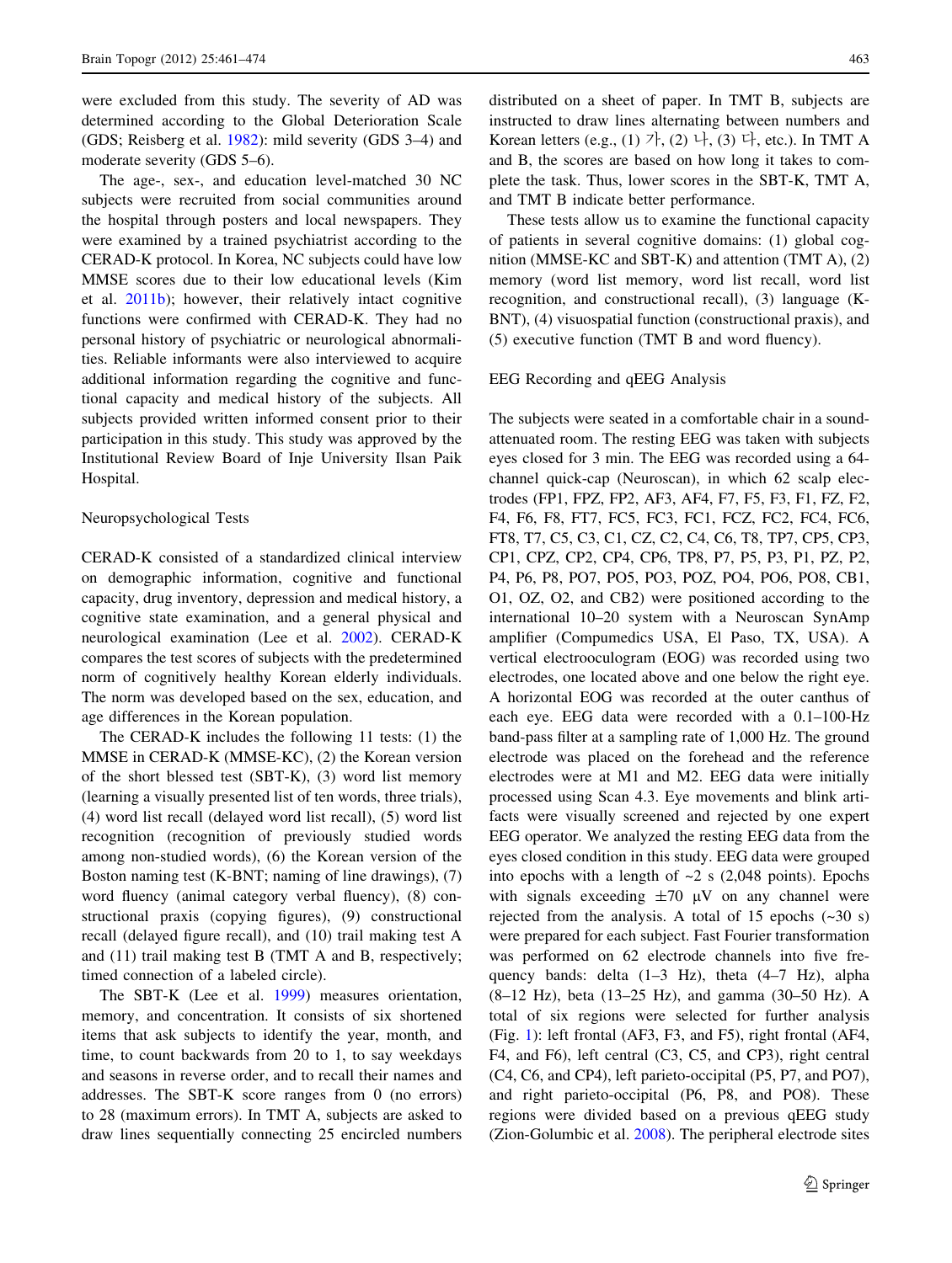were excluded from this study. The severity of AD was determined according to the Global Deterioration Scale (GDS; Reisberg et al. 1982): mild severity (GDS 3–4) and moderate severity (GDS 5–6).

The age-, sex-, and education level-matched 30 NC subjects were recruited from social communities around the hospital through posters and local newspapers. They were examined by a trained psychiatrist according to the CERAD-K protocol. In Korea, NC subjects could have low MMSE scores due to their low educational levels (Kim et al. 2011b); however, their relatively intact cognitive functions were confirmed with CERAD-K. They had no personal history of psychiatric or neurological abnormalities. Reliable informants were also interviewed to acquire additional information regarding the cognitive and functional capacity and medical history of the subjects. All subjects provided written informed consent prior to their participation in this study. This study was approved by the Institutional Review Board of Inje University Ilsan Paik Hospital.

### Neuropsychological Tests

CERAD-K consisted of a standardized clinical interview on demographic information, cognitive and functional capacity, drug inventory, depression and medical history, a cognitive state examination, and a general physical and neurological examination (Lee et al. 2002). CERAD-K compares the test scores of subjects with the predetermined norm of cognitively healthy Korean elderly individuals. The norm was developed based on the sex, education, and age differences in the Korean population.

The CERAD-K includes the following 11 tests: (1) the MMSE in CERAD-K (MMSE-KC), (2) the Korean version of the short blessed test (SBT-K), (3) word list memory (learning a visually presented list of ten words, three trials), (4) word list recall (delayed word list recall), (5) word list recognition (recognition of previously studied words among non-studied words), (6) the Korean version of the Boston naming test (K-BNT; naming of line drawings), (7) word fluency (animal category verbal fluency), (8) constructional praxis (copying figures), (9) constructional recall (delayed figure recall), and (10) trail making test A and (11) trail making test B (TMT A and B, respectively; timed connection of a labeled circle).

The SBT-K (Lee et al. 1999) measures orientation, memory, and concentration. It consists of six shortened items that ask subjects to identify the year, month, and time, to count backwards from 20 to 1, to say weekdays and seasons in reverse order, and to recall their names and addresses. The SBT-K score ranges from 0 (no errors) to 28 (maximum errors). In TMT A, subjects are asked to draw lines sequentially connecting 25 encircled numbers distributed on a sheet of paper. In TMT B, subjects are instructed to draw lines alternating between numbers and Korean letters (e.g., (1) 가, (2) 나, (3) 다, etc.). In TMT A and B, the scores are based on how long it takes to complete the task. Thus, lower scores in the SBT-K, TMT A, and TMT B indicate better performance.

These tests allow us to examine the functional capacity of patients in several cognitive domains: (1) global cognition (MMSE-KC and SBT-K) and attention (TMT A), (2) memory (word list memory, word list recall, word list recognition, and constructional recall), (3) language (K-BNT), (4) visuospatial function (constructional praxis), and (5) executive function (TMT B and word fluency).

### EEG Recording and qEEG Analysis

The subjects were seated in a comfortable chair in a sound-attenuated room. The resting EEG was taken with subjects eyes closed for 3 min. The EEG was recorded using a 64-channel quick-cap (Neuroscan), in which 62 scalp electrodes (FP1, FPZ, FP2, AF3, AF4, F7, F5, F3, F1, FZ, F2, F4, F6, F8, FT7, FC5, FC3, FC1, FCZ, FC2, FC4, FC6, FT8, T7, C5, C3, C1, CZ, C2, C4, C6, T8, TP7, CP5, CP3, CP1, CPZ, CP2, CP4, CP6, TP8, P7, P5, P3, P1, PZ, P2, P4, P6, P8, PO7, PO5, PO3, POZ, PO4, PO6, PO8, CB1, O1, OZ, O2, and CB2) were positioned according to the international 10–20 system with a Neuroscan SynAmp amplifier (Compumedics USA, El Paso, TX, USA). A vertical electrooculogram (EOG) was recorded using two electrodes, one located above and one below the right eye. A horizontal EOG was recorded at the outer canthus of each eye. EEG data were recorded with a 0.1–100-Hz band-pass filter at a sampling rate of 1,000 Hz. The ground electrode was placed on the forehead and the reference electrodes were at M1 and M2. EEG data were initially processed using Scan 4.3. Eye movements and blink artifacts were visually screened and rejected by one expert EEG operator. We analyzed the resting EEG data from the eyes closed condition in this study. EEG data were grouped into epochs with a length of ~2 s (2,048 points). Epochs with signals exceeding ±70 μV on any channel were rejected from the analysis. A total of 15 epochs (~30 s) were prepared for each subject. Fast Fourier transformation was performed on 62 electrode channels into five frequency bands: delta (1–3 Hz), theta (4–7 Hz), alpha (8–12 Hz), beta (13–25 Hz), and gamma (30–50 Hz). A total of six regions were selected for further analysis (Fig. 1): left frontal (AF3, F3, and F5), right frontal (AF4, F4, and F6), left central (C3, C5, and CP3), right central (C4, C6, and CP4), left parieto-occipital (P5, P7, and PO7), and right parieto-occipital (P6, P8, and PO8). These regions were divided based on a previous qEEG study (Zion-Golumbic et al. 2008). The peripheral electrode sites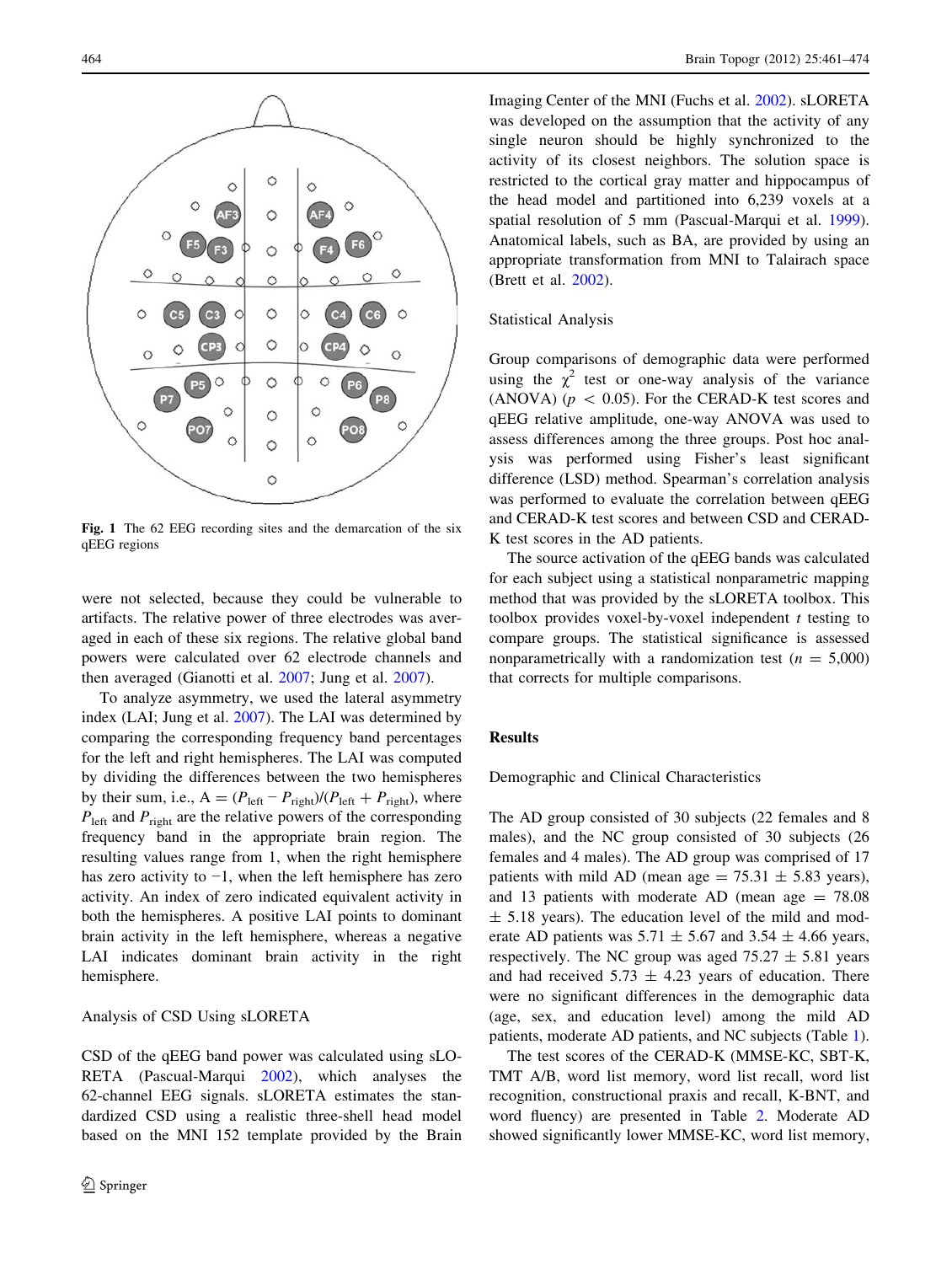Fig. 1 The 62 EEG recording sites and the demarcation of the six qEEG regions

were not selected, because they could be vulnerable to artifacts. The relative power of three electrodes was averaged in each of these six regions. The relative global band powers were calculated over 62 electrode channels and then averaged (Gianotti et al. 2007; Jung et al. 2007).

To analyze asymmetry, we used the lateral asymmetry index (LAI; Jung et al. 2007). The LAI was determined by comparing the corresponding frequency band percentages for the left and right hemispheres. The LAI was computed by dividing the differences between the two hemispheres by their sum, i.e., $A = (P_{left} - P_{right})/(P_{left} + P_{right})$, where $P_{left}$ and $P_{right}$ are the relative powers of the corresponding frequency band in the appropriate brain region. The resulting values range from 1, when the right hemisphere has zero activity to −1, when the left hemisphere has zero activity. An index of zero indicated equivalent activity in both the hemispheres. A positive LAI points to dominant brain activity in the left hemisphere, whereas a negative LAI indicates dominant brain activity in the right hemisphere.

### Analysis of CSD Using sLORETA

CSD of the qEEG band power was calculated using sLORETA (Pascual-Marqui 2002), which analyses the 62-channel EEG signals. sLORETA estimates the standardized CSD using a realistic three-shell head model based on the MNI 152 template provided by the Brain Imaging Center of the MNI (Fuchs et al. 2002). sLORETA was developed on the assumption that the activity of any single neuron should be highly synchronized to the activity of its closest neighbors. The solution space is restricted to the cortical gray matter and hippocampus of the head model and partitioned into 6,239 voxels at a spatial resolution of 5 mm (Pascual-Marqui et al. 1999). Anatomical labels, such as BA, are provided by using an appropriate transformation from MNI to Talairach space (Brett et al. 2002).

### Statistical Analysis

Group comparisons of demographic data were performed using the $\chi^2$ test or one-way analysis of the variance (ANOVA) ($p < 0.05$). For the CERAD-K test scores and qEEG relative amplitude, one-way ANOVA was used to assess differences among the three groups. Post hoc analysis was performed using Fisher's least significant difference (LSD) method. Spearman's correlation analysis was performed to evaluate the correlation between qEEG and CERAD-K test scores and between CSD and CERAD-K test scores in the AD patients.

The source activation of the qEEG bands was calculated for each subject using a statistical nonparametric mapping method that was provided by the sLORETA toolbox. This toolbox provides voxel-by-voxel independent $t$ testing to compare groups. The statistical significance is assessed nonparametrically with a randomization test ($n = 5{,}000$) that corrects for multiple comparisons.

## Results

### Demographic and Clinical Characteristics

The AD group consisted of 30 subjects (22 females and 8 males), and the NC group consisted of 30 subjects (26 females and 4 males). The AD group was comprised of 17 patients with mild AD (mean age = 75.31 ± 5.83 years), and 13 patients with moderate AD (mean age = 78.08 ± 5.18 years). The education level of the mild and moderate AD patients was 5.71 ± 5.67 and 3.54 ± 4.66 years, respectively. The NC group was aged 75.27 ± 5.81 years and had received 5.73 ± 4.23 years of education. There were no significant differences in the demographic data (age, sex, and education level) among the mild AD patients, moderate AD patients, and NC subjects (Table 1).

The test scores of the CERAD-K (MMSE-KC, SBT-K, TMT A/B, word list memory, word list recall, word list recognition, constructional praxis and recall, K-BNT, and word fluency) are presented in Table 2. Moderate AD showed significantly lower MMSE-KC, word list memory,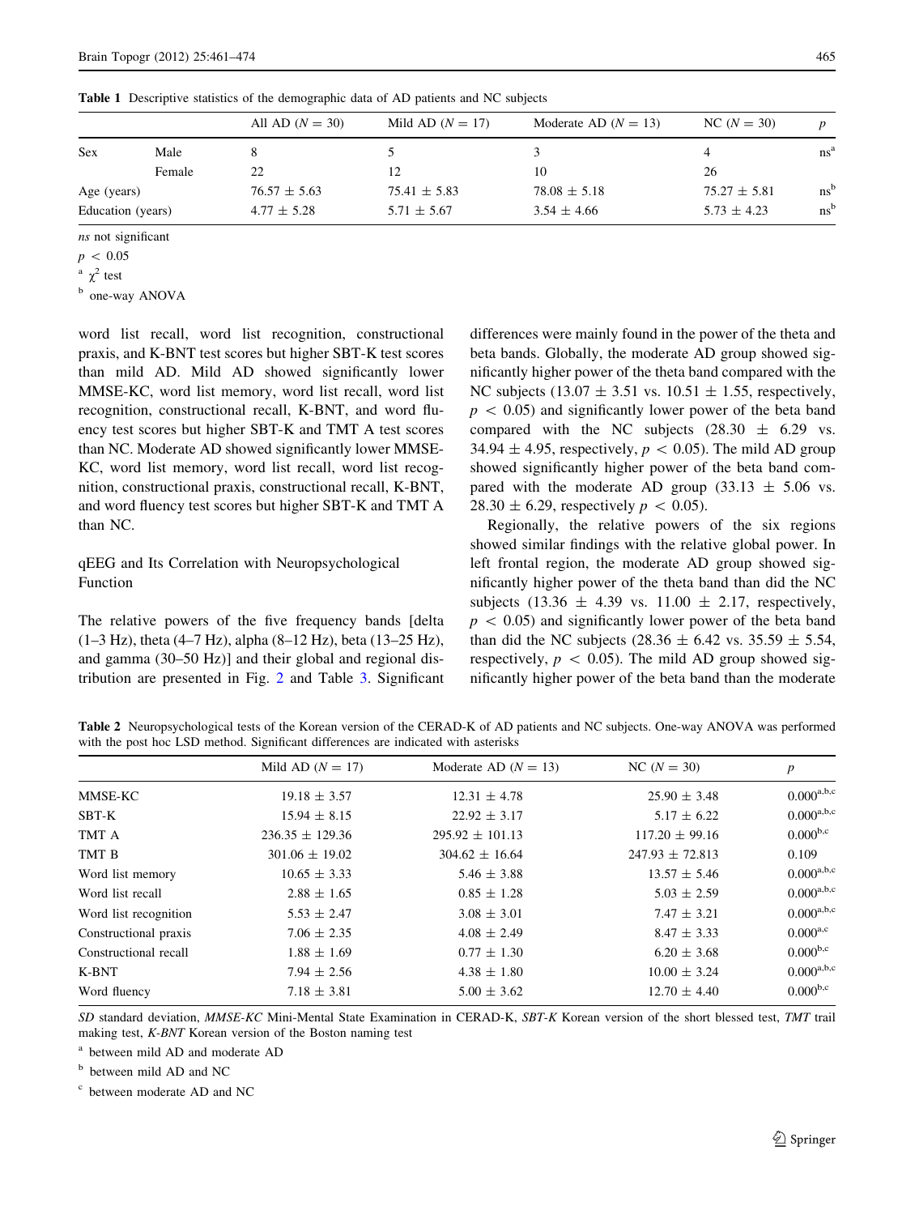**Table 1** Descriptive statistics of the demographic data of AD patients and NC subjects

| | | All AD ($N = 30$) | Mild AD ($N = 17$) | Moderate AD ($N = 13$) | NC ($N = 30$) | $p$ |
|---|---|---|---|---|---|---|
| Sex | Male | 8 | 5 | 3 | 4 | ns[a] |
| | Female | 22 | 12 | 10 | 26 | |
| Age (years) | | 76.57 ± 5.63 | 75.41 ± 5.83 | 78.08 ± 5.18 | 75.27 ± 5.81 | ns[b] |
| Education (years) | | 4.77 ± 5.28 | 5.71 ± 5.67 | 3.54 ± 4.66 | 5.73 ± 4.23 | ns[b] |

*ns* not significant

$p < 0.05$

[a] $\chi^2$ test

[b] one-way ANOVA

word list recall, word list recognition, constructional praxis, and K-BNT test scores but higher SBT-K test scores than mild AD. Mild AD showed significantly lower MMSE-KC, word list memory, word list recall, word list recognition, constructional recall, K-BNT, and word fluency test scores but higher SBT-K and TMT A test scores than NC. Moderate AD showed significantly lower MMSE-KC, word list memory, word list recall, word list recognition, constructional praxis, constructional recall, K-BNT, and word fluency test scores but higher SBT-K and TMT A than NC.

## qEEG and Its Correlation with Neuropsychological Function

The relative powers of the five frequency bands [delta (1–3 Hz), theta (4–7 Hz), alpha (8–12 Hz), beta (13–25 Hz), and gamma (30–50 Hz)] and their global and regional distribution are presented in Fig. 2 and Table 3. Significant differences were mainly found in the power of the theta and beta bands. Globally, the moderate AD group showed significantly higher power of the theta band compared with the NC subjects (13.07 ± 3.51 vs. 10.51 ± 1.55, respectively, $p < 0.05$) and significantly lower power of the beta band compared with the NC subjects (28.30 ± 6.29 vs. 34.94 ± 4.95, respectively, $p < 0.05$). The mild AD group showed significantly higher power of the beta band compared with the moderate AD group (33.13 ± 5.06 vs. 28.30 ± 6.29, respectively $p < 0.05$).

Regionally, the relative powers of the six regions showed similar findings with the relative global power. In left frontal region, the moderate AD group showed significantly higher power of the theta band than did the NC subjects (13.36 ± 4.39 vs. 11.00 ± 2.17, respectively, $p < 0.05$) and significantly lower power of the beta band than did the NC subjects (28.36 ± 6.42 vs. 35.59 ± 5.54, respectively, $p < 0.05$). The mild AD group showed significantly higher power of the beta band than the moderate

**Table 2** Neuropsychological tests of the Korean version of the CERAD-K of AD patients and NC subjects. One-way ANOVA was performed with the post hoc LSD method. Significant differences are indicated with asterisks

| | Mild AD ($N = 17$) | Moderate AD ($N = 13$) | NC ($N = 30$) | $p$ |
|---|---|---|---|---|
| MMSE-KC | 19.18 ± 3.57 | 12.31 ± 4.78 | 25.90 ± 3.48 | 0.000[a,b,c] |
| SBT-K | 15.94 ± 8.15 | 22.92 ± 3.17 | 5.17 ± 6.22 | 0.000[a,b,c] |
| TMT A | 236.35 ± 129.36 | 295.92 ± 101.13 | 117.20 ± 99.16 | 0.000[b,c] |
| TMT B | 301.06 ± 19.02 | 304.62 ± 16.64 | 247.93 ± 72.813 | 0.109 |
| Word list memory | 10.65 ± 3.33 | 5.46 ± 3.88 | 13.57 ± 5.46 | 0.000[a,b,c] |
| Word list recall | 2.88 ± 1.65 | 0.85 ± 1.28 | 5.03 ± 2.59 | 0.000[a,b,c] |
| Word list recognition | 5.53 ± 2.47 | 3.08 ± 3.01 | 7.47 ± 3.21 | 0.000[a,b,c] |
| Constructional praxis | 7.06 ± 2.35 | 4.08 ± 2.49 | 8.47 ± 3.33 | 0.000[a,c] |
| Constructional recall | 1.88 ± 1.69 | 0.77 ± 1.30 | 6.20 ± 3.68 | 0.000[b,c] |
| K-BNT | 7.94 ± 2.56 | 4.38 ± 1.80 | 10.00 ± 3.24 | 0.000[a,b,c] |
| Word fluency | 7.18 ± 3.81 | 5.00 ± 3.62 | 12.70 ± 4.40 | 0.000[b,c] |

*SD* standard deviation, *MMSE-KC* Mini-Mental State Examination in CERAD-K, *SBT-K* Korean version of the short blessed test, *TMT* trail making test, *K-BNT* Korean version of the Boston naming test

[a] between mild AD and moderate AD

[b] between mild AD and NC

[c] between moderate AD and NC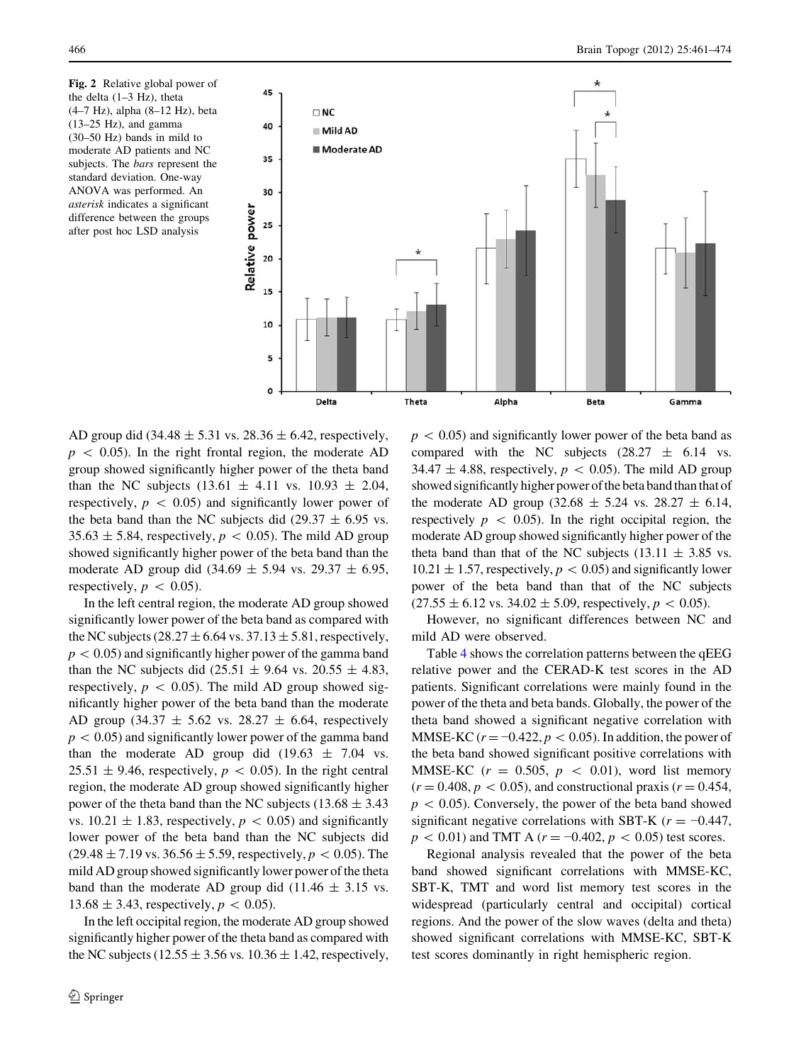Fig. 2 Relative global power of the delta (1–3 Hz), theta (4–7 Hz), alpha (8–12 Hz), beta (13–25 Hz), and gamma (30–50 Hz) bands in mild to moderate AD patients and NC subjects. The *bars* represent the standard deviation. One-way ANOVA was performed. An *asterisk* indicates a significant difference between the groups after post hoc LSD analysis

AD group did ($34.48 \pm 5.31$ vs. $28.36 \pm 6.42$, respectively, $p < 0.05$). In the right frontal region, the moderate AD group showed significantly higher power of the theta band than the NC subjects ($13.61 \pm 4.11$ vs. $10.93 \pm 2.04$, respectively, $p < 0.05$) and significantly lower power of the beta band than the NC subjects did ($29.37 \pm 6.95$ vs. $35.63 \pm 5.84$, respectively, $p < 0.05$). The mild AD group showed significantly higher power of the beta band than the moderate AD group did ($34.69 \pm 5.94$ vs. $29.37 \pm 6.95$, respectively, $p < 0.05$).

In the left central region, the moderate AD group showed significantly lower power of the beta band as compared with the NC subjects ($28.27 \pm 6.64$ vs. $37.13 \pm 5.81$, respectively, $p < 0.05$) and significantly higher power of the gamma band than the NC subjects did ($25.51 \pm 9.64$ vs. $20.55 \pm 4.83$, respectively, $p < 0.05$). The mild AD group showed significantly higher power of the beta band than the moderate AD group ($34.37 \pm 5.62$ vs. $28.27 \pm 6.64$, respectively $p < 0.05$) and significantly lower power of the gamma band than the moderate AD group did ($19.63 \pm 7.04$ vs. $25.51 \pm 9.46$, respectively, $p < 0.05$). In the right central region, the moderate AD group showed significantly higher power of the theta band than the NC subjects ($13.68 \pm 3.43$ vs. $10.21 \pm 1.83$, respectively, $p < 0.05$) and significantly lower power of the beta band than the NC subjects did ($29.48 \pm 7.19$ vs. $36.56 \pm 5.59$, respectively, $p < 0.05$). The mild AD group showed significantly lower power of the theta band than the moderate AD group did ($11.46 \pm 3.15$ vs. $13.68 \pm 3.43$, respectively, $p < 0.05$).

In the left occipital region, the moderate AD group showed significantly higher power of the theta band as compared with the NC subjects ($12.55 \pm 3.56$ vs. $10.36 \pm 1.42$, respectively, $p < 0.05$) and significantly lower power of the beta band as compared with the NC subjects ($28.27 \pm 6.14$ vs. $34.47 \pm 4.88$, respectively, $p < 0.05$). The mild AD group showed significantly higher power of the beta band than that of the moderate AD group ($32.68 \pm 5.24$ vs. $28.27 \pm 6.14$, respectively $p < 0.05$). In the right occipital region, the moderate AD group showed significantly higher power of the theta band than that of the NC subjects ($13.11 \pm 3.85$ vs. $10.21 \pm 1.57$, respectively, $p < 0.05$) and significantly lower power of the beta band than that of the NC subjects ($27.55 \pm 6.12$ vs. $34.02 \pm 5.09$, respectively, $p < 0.05$).

However, no significant differences between NC and mild AD were observed.

Table 4 shows the correlation patterns between the qEEG relative power and the CERAD-K test scores in the AD patients. Significant correlations were mainly found in the power of the theta and beta bands. Globally, the power of the theta band showed a significant negative correlation with MMSE-KC ($r = -0.422$, $p < 0.05$). In addition, the power of the beta band showed significant positive correlations with MMSE-KC ($r = 0.505$, $p < 0.01$), word list memory ($r = 0.408$, $p < 0.05$), and constructional praxis ($r = 0.454$, $p < 0.05$). Conversely, the power of the beta band showed significant negative correlations with SBT-K ($r = -0.447$, $p < 0.01$) and TMT A ($r = -0.402$, $p < 0.05$) test scores.

Regional analysis revealed that the power of the beta band showed significant correlations with MMSE-KC, SBT-K, TMT and word list memory test scores in the widespread (particularly central and occipital) cortical regions. And the power of the slow waves (delta and theta) showed significant correlations with MMSE-KC, SBT-K test scores dominantly in right hemispheric region.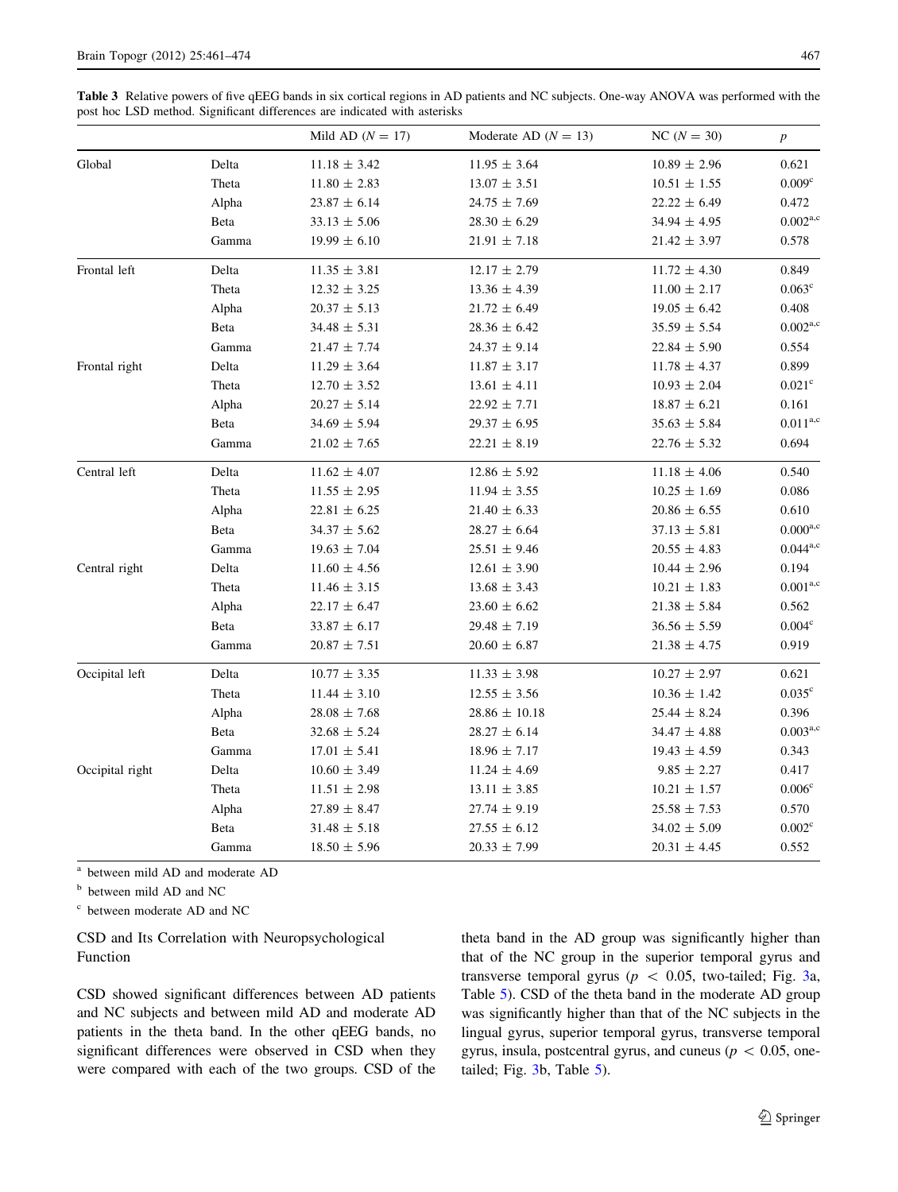**Table 3** Relative powers of five qEEG bands in six cortical regions in AD patients and NC subjects. One-way ANOVA was performed with the post hoc LSD method. Significant differences are indicated with asterisks

| | | Mild AD ($N = 17$) | Moderate AD ($N = 13$) | NC ($N = 30$) | $p$ |
|---|---|---|---|---|---|
| Global | Delta | 11.18 ± 3.42 | 11.95 ± 3.64 | 10.89 ± 2.96 | 0.621 |
| | Theta | 11.80 ± 2.83 | 13.07 ± 3.51 | 10.51 ± 1.55 | 0.009[c] |
| | Alpha | 23.87 ± 6.14 | 24.75 ± 7.69 | 22.22 ± 6.49 | 0.472 |
| | Beta | 33.13 ± 5.06 | 28.30 ± 6.29 | 34.94 ± 4.95 | 0.002[a,c] |
| | Gamma | 19.99 ± 6.10 | 21.91 ± 7.18 | 21.42 ± 3.97 | 0.578 |
| Frontal left | Delta | 11.35 ± 3.81 | 12.17 ± 2.79 | 11.72 ± 4.30 | 0.849 |
| | Theta | 12.32 ± 3.25 | 13.36 ± 4.39 | 11.00 ± 2.17 | 0.063[c] |
| | Alpha | 20.37 ± 5.13 | 21.72 ± 6.49 | 19.05 ± 6.42 | 0.408 |
| | Beta | 34.48 ± 5.31 | 28.36 ± 6.42 | 35.59 ± 5.54 | 0.002[a,c] |
| | Gamma | 21.47 ± 7.74 | 24.37 ± 9.14 | 22.84 ± 5.90 | 0.554 |
| Frontal right | Delta | 11.29 ± 3.64 | 11.87 ± 3.17 | 11.78 ± 4.37 | 0.899 |
| | Theta | 12.70 ± 3.52 | 13.61 ± 4.11 | 10.93 ± 2.04 | 0.021[c] |
| | Alpha | 20.27 ± 5.14 | 22.92 ± 7.71 | 18.87 ± 6.21 | 0.161 |
| | Beta | 34.69 ± 5.94 | 29.37 ± 6.95 | 35.63 ± 5.84 | 0.011[a,c] |
| | Gamma | 21.02 ± 7.65 | 22.21 ± 8.19 | 22.76 ± 5.32 | 0.694 |
| Central left | Delta | 11.62 ± 4.07 | 12.86 ± 5.92 | 11.18 ± 4.06 | 0.540 |
| | Theta | 11.55 ± 2.95 | 11.94 ± 3.55 | 10.25 ± 1.69 | 0.086 |
| | Alpha | 22.81 ± 6.25 | 21.40 ± 6.33 | 20.86 ± 6.55 | 0.610 |
| | Beta | 34.37 ± 5.62 | 28.27 ± 6.64 | 37.13 ± 5.81 | 0.000[a,c] |
| | Gamma | 19.63 ± 7.04 | 25.51 ± 9.46 | 20.55 ± 4.83 | 0.044[a,c] |
| Central right | Delta | 11.60 ± 4.56 | 12.61 ± 3.90 | 10.44 ± 2.96 | 0.194 |
| | Theta | 11.46 ± 3.15 | 13.68 ± 3.43 | 10.21 ± 1.83 | 0.001[a,c] |
| | Alpha | 22.17 ± 6.47 | 23.60 ± 6.62 | 21.38 ± 5.84 | 0.562 |
| | Beta | 33.87 ± 6.17 | 29.48 ± 7.19 | 36.56 ± 5.59 | 0.004[c] |
| | Gamma | 20.87 ± 7.51 | 20.60 ± 6.87 | 21.38 ± 4.75 | 0.919 |
| Occipital left | Delta | 10.77 ± 3.35 | 11.33 ± 3.98 | 10.27 ± 2.97 | 0.621 |
| | Theta | 11.44 ± 3.10 | 12.55 ± 3.56 | 10.36 ± 1.42 | 0.035[c] |
| | Alpha | 28.08 ± 7.68 | 28.86 ± 10.18 | 25.44 ± 8.24 | 0.396 |
| | Beta | 32.68 ± 5.24 | 28.27 ± 6.14 | 34.47 ± 4.88 | 0.003[a,c] |
| | Gamma | 17.01 ± 5.41 | 18.96 ± 7.17 | 19.43 ± 4.59 | 0.343 |
| Occipital right | Delta | 10.60 ± 3.49 | 11.24 ± 4.69 | 9.85 ± 2.27 | 0.417 |
| | Theta | 11.51 ± 2.98 | 13.11 ± 3.85 | 10.21 ± 1.57 | 0.006[c] |
| | Alpha | 27.89 ± 8.47 | 27.74 ± 9.19 | 25.58 ± 7.53 | 0.570 |
| | Beta | 31.48 ± 5.18 | 27.55 ± 6.12 | 34.02 ± 5.09 | 0.002[c] |
| | Gamma | 18.50 ± 5.96 | 20.33 ± 7.99 | 20.31 ± 4.45 | 0.552 |

[a] between mild AD and moderate AD

[b] between mild AD and NC

[c] between moderate AD and NC

### CSD and Its Correlation with Neuropsychological Function

CSD showed significant differences between AD patients and NC subjects and between mild AD and moderate AD patients in the theta band. In the other qEEG bands, no significant differences were observed in CSD when they were compared with each of the two groups. CSD of the theta band in the AD group was significantly higher than that of the NC group in the superior temporal gyrus and transverse temporal gyrus ($p < 0.05$, two-tailed; Fig. 3a, Table 5). CSD of the theta band in the moderate AD group was significantly higher than that of the NC subjects in the lingual gyrus, superior temporal gyrus, transverse temporal gyrus, insula, postcentral gyrus, and cuneus ($p < 0.05$, one-tailed; Fig. 3b, Table 5).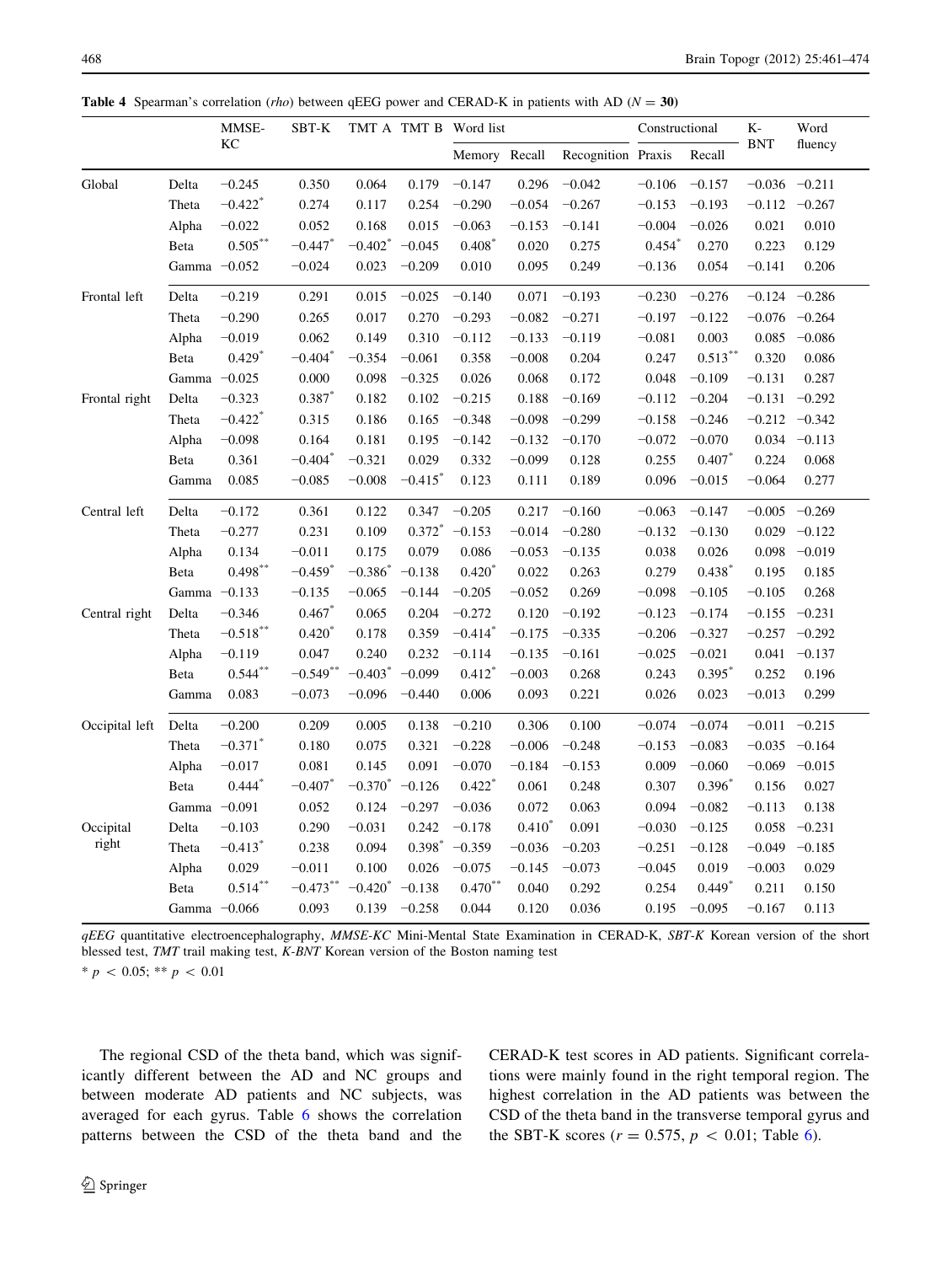**Table 4** Spearman's correlation (*rho*) between qEEG power and CERAD-K in patients with AD ($N = 30$)

| | | MMSE-KC | SBT-K | TMT A | TMT B | Word list | | | Constructional | | K-BNT | Word fluency |
|---|---|---|---|---|---|---|---|---|---|---|---|---|
| | | | | | | Memory | Recall | Recognition | Praxis | Recall | | |
| Global | Delta | −0.245 | 0.350 | 0.064 | 0.179 | −0.147 | 0.296 | −0.042 | −0.106 | −0.157 | −0.036 | −0.211 |
| | Theta | −0.422* | 0.274 | 0.117 | 0.254 | −0.290 | −0.054 | −0.267 | −0.153 | −0.193 | −0.112 | −0.267 |
| | Alpha | −0.022 | 0.052 | 0.168 | 0.015 | −0.063 | −0.153 | −0.141 | −0.004 | −0.026 | 0.021 | 0.010 |
| | Beta | 0.505** | −0.447* | −0.402* | −0.045 | 0.408* | 0.020 | 0.275 | 0.454* | 0.270 | 0.223 | 0.129 |
| | Gamma | −0.052 | −0.024 | 0.023 | −0.209 | 0.010 | 0.095 | 0.249 | −0.136 | 0.054 | −0.141 | 0.206 |
| Frontal left | Delta | −0.219 | 0.291 | 0.015 | −0.025 | −0.140 | 0.071 | −0.193 | −0.230 | −0.276 | −0.124 | −0.286 |
| | Theta | −0.290 | 0.265 | 0.017 | 0.270 | −0.293 | −0.082 | −0.271 | −0.197 | −0.122 | −0.076 | −0.264 |
| | Alpha | −0.019 | 0.062 | 0.149 | 0.310 | −0.112 | −0.133 | −0.119 | −0.081 | 0.003 | 0.085 | −0.086 |
| | Beta | 0.429* | −0.404* | −0.354 | −0.061 | 0.358 | −0.008 | 0.204 | 0.247 | 0.513** | 0.320 | 0.086 |
| | Gamma | −0.025 | 0.000 | 0.098 | −0.325 | 0.026 | 0.068 | 0.172 | 0.048 | −0.109 | −0.131 | 0.287 |
| Frontal right | Delta | −0.323 | 0.387* | 0.182 | 0.102 | −0.215 | 0.188 | −0.169 | −0.112 | −0.204 | −0.131 | −0.292 |
| | Theta | −0.422* | 0.315 | 0.186 | 0.165 | −0.348 | −0.098 | −0.299 | −0.158 | −0.246 | −0.212 | −0.342 |
| | Alpha | −0.098 | 0.164 | 0.181 | 0.195 | −0.142 | −0.132 | −0.170 | −0.072 | −0.070 | 0.034 | −0.113 |
| | Beta | 0.361 | −0.404* | −0.321 | 0.029 | 0.332 | −0.099 | 0.128 | 0.255 | 0.407* | 0.224 | 0.068 |
| | Gamma | 0.085 | −0.085 | −0.008 | −0.415* | 0.123 | 0.111 | 0.189 | 0.096 | −0.015 | −0.064 | 0.277 |
| Central left | Delta | −0.172 | 0.361 | 0.122 | 0.347 | −0.205 | 0.217 | −0.160 | −0.063 | −0.147 | −0.005 | −0.269 |
| | Theta | −0.277 | 0.231 | 0.109 | 0.372* | −0.153 | −0.014 | −0.280 | −0.132 | −0.130 | 0.029 | −0.122 |
| | Alpha | 0.134 | −0.011 | 0.175 | 0.079 | 0.086 | −0.053 | −0.135 | 0.038 | 0.026 | 0.098 | −0.019 |
| | Beta | 0.498** | −0.459* | −0.386* | −0.138 | 0.420* | 0.022 | 0.263 | 0.279 | 0.438* | 0.195 | 0.185 |
| | Gamma | −0.133 | −0.135 | −0.065 | −0.144 | −0.205 | −0.052 | 0.269 | −0.098 | −0.105 | −0.105 | 0.268 |
| Central right | Delta | −0.346 | 0.467* | 0.065 | 0.204 | −0.272 | 0.120 | −0.192 | −0.123 | −0.174 | −0.155 | −0.231 |
| | Theta | −0.518** | 0.420* | 0.178 | 0.359 | −0.414* | −0.175 | −0.335 | −0.206 | −0.327 | −0.257 | −0.292 |
| | Alpha | −0.119 | 0.047 | 0.240 | 0.232 | −0.114 | −0.135 | −0.161 | −0.025 | −0.021 | 0.041 | −0.137 |
| | Beta | 0.544** | −0.549** | −0.403* | −0.099 | 0.412* | −0.003 | 0.268 | 0.243 | 0.395* | 0.252 | 0.196 |
| | Gamma | 0.083 | −0.073 | −0.096 | −0.440 | 0.006 | 0.093 | 0.221 | 0.026 | 0.023 | −0.013 | 0.299 |
| Occipital left | Delta | −0.200 | 0.209 | 0.005 | 0.138 | −0.210 | 0.306 | 0.100 | −0.074 | −0.074 | −0.011 | −0.215 |
| | Theta | −0.371* | 0.180 | 0.075 | 0.321 | −0.228 | −0.006 | −0.248 | −0.153 | −0.083 | −0.035 | −0.164 |
| | Alpha | −0.017 | 0.081 | 0.145 | 0.091 | −0.070 | −0.184 | −0.153 | 0.009 | −0.060 | −0.069 | −0.015 |
| | Beta | 0.444* | −0.407* | −0.370* | −0.126 | 0.422* | 0.061 | 0.248 | 0.307 | 0.396* | 0.156 | 0.027 |
| | Gamma | −0.091 | 0.052 | 0.124 | −0.297 | −0.036 | 0.072 | 0.063 | 0.094 | −0.082 | −0.113 | 0.138 |
| Occipital right | Delta | −0.103 | 0.290 | −0.031 | 0.242 | −0.178 | 0.410* | 0.091 | −0.030 | −0.125 | 0.058 | −0.231 |
| | Theta | −0.413* | 0.238 | 0.094 | 0.398* | −0.359 | −0.036 | −0.203 | −0.251 | −0.128 | −0.049 | −0.185 |
| | Alpha | 0.029 | −0.011 | 0.100 | 0.026 | −0.075 | −0.145 | −0.073 | −0.045 | 0.019 | −0.003 | 0.029 |
| | Beta | 0.514** | −0.473** | −0.420* | −0.138 | 0.470** | 0.040 | 0.292 | 0.254 | 0.449* | 0.211 | 0.150 |
| | Gamma | −0.066 | 0.093 | 0.139 | −0.258 | 0.044 | 0.120 | 0.036 | 0.195 | −0.095 | −0.167 | 0.113 |

*qEEG* quantitative electroencephalography, *MMSE-KC* Mini-Mental State Examination in CERAD-K, *SBT-K* Korean version of the short blessed test, *TMT* trail making test, *K-BNT* Korean version of the Boston naming test

\* $p < 0.05$; ** $p < 0.01$

The regional CSD of the theta band, which was significantly different between the AD and NC groups and between moderate AD patients and NC subjects, was averaged for each gyrus. Table 6 shows the correlation patterns between the CSD of the theta band and the CERAD-K test scores in AD patients. Significant correlations were mainly found in the right temporal region. The highest correlation in the AD patients was between the CSD of the theta band in the transverse temporal gyrus and the SBT-K scores ($r = 0.575$, $p < 0.01$; Table 6).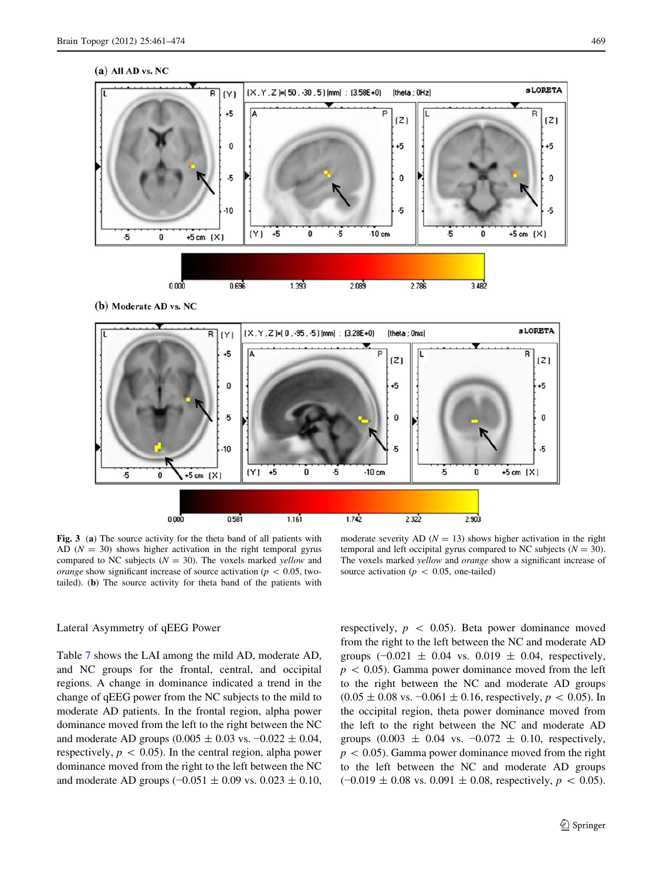**Fig. 3** (**a**) The source activity for the theta band of all patients with AD ($N = 30$) shows higher activation in the right temporal gyrus compared to NC subjects ($N = 30$). The voxels marked *yellow* and *orange* show significant increase of source activation ($p < 0.05$, two-tailed). (**b**) The source activity for theta band of the patients with moderate severity AD ($N = 13$) shows higher activation in the right temporal and left occipital gyrus compared to NC subjects ($N = 30$). The voxels marked *yellow* and *orange* show a significant increase of source activation ($p < 0.05$, one-tailed)

### Lateral Asymmetry of qEEG Power

Table 7 shows the LAI among the mild AD, moderate AD, and NC groups for the frontal, central, and occipital regions. A change in dominance indicated a trend in the change of qEEG power from the NC subjects to the mild to moderate AD patients. In the frontal region, alpha power dominance moved from the left to the right between the NC and moderate AD groups ($0.005 \pm 0.03$ vs. $-0.022 \pm 0.04$, respectively, $p < 0.05$). In the central region, alpha power dominance moved from the right to the left between the NC and moderate AD groups ($-0.051 \pm 0.09$ vs. $0.023 \pm 0.10$, respectively, $p < 0.05$). Beta power dominance moved from the right to the left between the NC and moderate AD groups ($-0.021 \pm 0.04$ vs. $0.019 \pm 0.04$, respectively, $p < 0.05$). Gamma power dominance moved from the left to the right between the NC and moderate AD groups ($0.05 \pm 0.08$ vs. $-0.061 \pm 0.16$, respectively, $p < 0.05$). In the occipital region, theta power dominance moved from the left to the right between the NC and moderate AD groups ($0.003 \pm 0.04$ vs. $-0.072 \pm 0.10$, respectively, $p < 0.05$). Gamma power dominance moved from the right to the left between the NC and moderate AD groups ($-0.019 \pm 0.08$ vs. $0.091 \pm 0.08$, respectively, $p < 0.05$).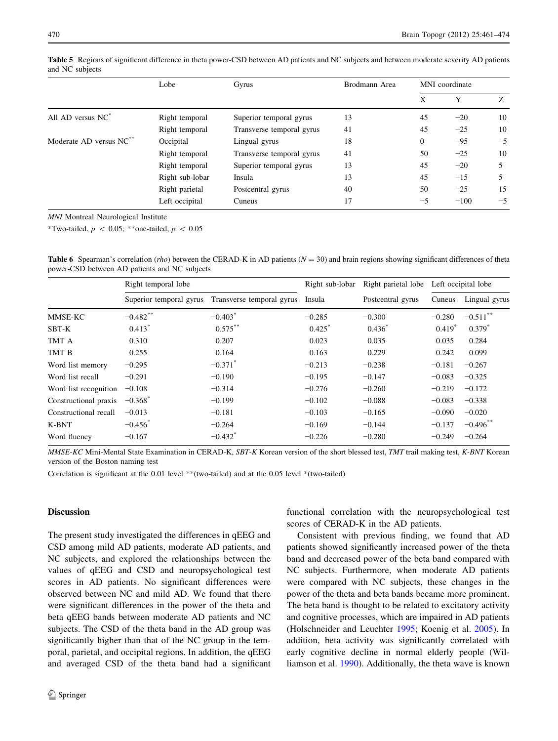**Table 5** Regions of significant difference in theta power-CSD between AD patients and NC subjects and between moderate severity AD patients and NC subjects

| | Lobe | Gyrus | Brodmann Area | MNI coordinate | | |
|---|---|---|---|---|---|---|
| | | | | X | Y | Z |
| All AD versus NC* | Right temporal | Superior temporal gyrus | 13 | 45 | −20 | 10 |
| | Right temporal | Transverse temporal gyrus | 41 | 45 | −25 | 10 |
| Moderate AD versus NC** | Occipital | Lingual gyrus | 18 | 0 | −95 | −5 |
| | Right temporal | Transverse temporal gyrus | 41 | 50 | −25 | 10 |
| | Right temporal | Superior temporal gyrus | 13 | 45 | −20 | 5 |
| | Right sub-lobar | Insula | 13 | 45 | −15 | 5 |
| | Right parietal | Postcentral gyrus | 40 | 50 | −25 | 15 |
| | Left occipital | Cuneus | 17 | −5 | −100 | −5 |

*MNI* Montreal Neurological Institute

*Two-tailed, $p < 0.05$; **one-tailed, $p < 0.05$

**Table 6** Spearman's correlation (*rho*) between the CERAD-K in AD patients ($N = 30$) and brain regions showing significant differences of theta power-CSD between AD patients and NC subjects

| | Right temporal lobe | | Right sub-lobar | Right parietal lobe | Left occipital lobe | |
|---|---|---|---|---|---|---|
| | Superior temporal gyrus | Transverse temporal gyrus | Insula | Postcentral gyrus | Cuneus | Lingual gyrus |
| MMSE-KC | −0.482** | −0.403* | −0.285 | −0.300 | −0.280 | −0.511** |
| SBT-K | 0.413* | 0.575** | 0.425* | 0.436* | 0.419* | 0.379* |
| TMT A | 0.310 | 0.207 | 0.023 | 0.035 | 0.035 | 0.284 |
| TMT B | 0.255 | 0.164 | 0.163 | 0.229 | 0.242 | 0.099 |
| Word list memory | −0.295 | −0.371* | −0.213 | −0.238 | −0.181 | −0.267 |
| Word list recall | −0.291 | −0.190 | −0.195 | −0.147 | −0.083 | −0.325 |
| Word list recognition | −0.108 | −0.314 | −0.276 | −0.260 | −0.219 | −0.172 |
| Constructional praxis | −0.368* | −0.199 | −0.102 | −0.088 | −0.083 | −0.338 |
| Constructional recall | −0.013 | −0.181 | −0.103 | −0.165 | −0.090 | −0.020 |
| K-BNT | −0.456* | −0.264 | −0.169 | −0.144 | −0.137 | −0.496** |
| Word fluency | −0.167 | −0.432* | −0.226 | −0.280 | −0.249 | −0.264 |

*MMSE-KC* Mini-Mental State Examination in CERAD-K, *SBT-K* Korean version of the short blessed test, *TMT* trail making test, *K-BNT* Korean version of the Boston naming test

Correlation is significant at the 0.01 level **(two-tailed) and at the 0.05 level *(two-tailed)

## Discussion

The present study investigated the differences in qEEG and CSD among mild AD patients, moderate AD patients, and NC subjects, and explored the relationships between the values of qEEG and CSD and neuropsychological test scores in AD patients. No significant differences were observed between NC and mild AD. We found that there were significant differences in the power of the theta and beta qEEG bands between moderate AD patients and NC subjects. The CSD of the theta band in the AD group was significantly higher than that of the NC group in the temporal, parietal, and occipital regions. In addition, the qEEG and averaged CSD of the theta band had a significant functional correlation with the neuropsychological test scores of CERAD-K in the AD patients.

Consistent with previous finding, we found that AD patients showed significantly increased power of the theta band and decreased power of the beta band compared with NC subjects. Furthermore, when moderate AD patients were compared with NC subjects, these changes in the power of the theta and beta bands became more prominent. The beta band is thought to be related to excitatory activity and cognitive processes, which are impaired in AD patients (Holschneider and Leuchter 1995; Koenig et al. 2005). In addition, beta activity was significantly correlated with early cognitive decline in normal elderly people (Williamson et al. 1990). Additionally, the theta wave is known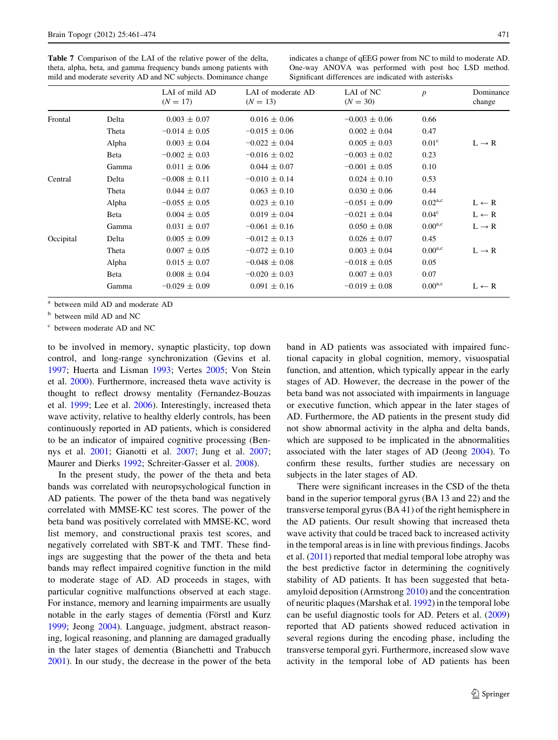**Table 7** Comparison of the LAI of the relative power of the delta, theta, alpha, beta, and gamma frequency bands among patients with mild and moderate severity AD and NC subjects. Dominance change indicates a change of qEEG power from NC to mild to moderate AD. One-way ANOVA was performed with post hoc LSD method. Significant differences are indicated with asterisks

| | | LAI of mild AD ($N = 17$) | LAI of moderate AD ($N = 13$) | LAI of NC ($N = 30$) | $p$ | Dominance change |
|---|---|---|---|---|---|---|
| Frontal | Delta | 0.003 ± 0.07 | 0.016 ± 0.06 | −0.003 ± 0.06 | 0.66 | |
| | Theta | −0.014 ± 0.05 | −0.015 ± 0.06 | 0.002 ± 0.04 | 0.47 | |
| | Alpha | 0.003 ± 0.04 | −0.022 ± 0.04 | 0.005 ± 0.03 | 0.01[c] | L → R |
| | Beta | −0.002 ± 0.03 | −0.016 ± 0.02 | −0.003 ± 0.02 | 0.23 | |
| | Gamma | 0.011 ± 0.06 | 0.044 ± 0.07 | −0.001 ± 0.05 | 0.10 | |
| Central | Delta | −0.008 ± 0.11 | −0.010 ± 0.14 | 0.024 ± 0.10 | 0.53 | |
| | Theta | 0.044 ± 0.07 | 0.063 ± 0.10 | 0.030 ± 0.06 | 0.44 | |
| | Alpha | −0.055 ± 0.05 | 0.023 ± 0.10 | −0.051 ± 0.09 | 0.02[a,c] | L ← R |
| | Beta | 0.004 ± 0.05 | 0.019 ± 0.04 | −0.021 ± 0.04 | 0.04[c] | L ← R |
| | Gamma | 0.031 ± 0.07 | −0.061 ± 0.16 | 0.050 ± 0.08 | 0.00[a,c] | L → R |
| Occipital | Delta | 0.005 ± 0.09 | −0.012 ± 0.13 | 0.026 ± 0.07 | 0.45 | |
| | Theta | 0.007 ± 0.05 | −0.072 ± 0.10 | 0.003 ± 0.04 | 0.00[a,c] | L → R |
| | Alpha | 0.015 ± 0.07 | −0.048 ± 0.08 | −0.018 ± 0.05 | 0.05 | |
| | Beta | 0.008 ± 0.04 | −0.020 ± 0.03 | 0.007 ± 0.03 | 0.07 | |
| | Gamma | −0.029 ± 0.09 | 0.091 ± 0.16 | −0.019 ± 0.08 | 0.00[a,c] | L ← R |

[a] between mild AD and moderate AD

[b] between mild AD and NC

[c] between moderate AD and NC

to be involved in memory, synaptic plasticity, top down control, and long-range synchronization (Gevins et al. 1997; Huerta and Lisman 1993; Vertes 2005; Von Stein et al. 2000). Furthermore, increased theta wave activity is thought to reflect drowsy mentality (Fernandez-Bouzas et al. 1999; Lee et al. 2006). Interestingly, increased theta wave activity, relative to healthy elderly controls, has been continuously reported in AD patients, which is considered to be an indicator of impaired cognitive processing (Bennys et al. 2001; Gianotti et al. 2007; Jung et al. 2007; Maurer and Dierks 1992; Schreiter-Gasser et al. 2008).

In the present study, the power of the theta and beta bands was correlated with neuropsychological function in AD patients. The power of the theta band was negatively correlated with MMSE-KC test scores. The power of the beta band was positively correlated with MMSE-KC, word list memory, and constructional praxis test scores, and negatively correlated with SBT-K and TMT. These findings are suggesting that the power of the theta and beta bands may reflect impaired cognitive function in the mild to moderate stage of AD. AD proceeds in stages, with particular cognitive malfunctions observed at each stage. For instance, memory and learning impairments are usually notable in the early stages of dementia (Förstl and Kurz 1999; Jeong 2004). Language, judgment, abstract reasoning, logical reasoning, and planning are damaged gradually in the later stages of dementia (Bianchetti and Trabucch 2001). In our study, the decrease in the power of the beta band in AD patients was associated with impaired functional capacity in global cognition, memory, visuospatial function, and attention, which typically appear in the early stages of AD. However, the decrease in the power of the beta band was not associated with impairments in language or executive function, which appear in the later stages of AD. Furthermore, the AD patients in the present study did not show abnormal activity in the alpha and delta bands, which are supposed to be implicated in the abnormalities associated with the later stages of AD (Jeong 2004). To confirm these results, further studies are necessary on subjects in the later stages of AD.

There were significant increases in the CSD of the theta band in the superior temporal gyrus (BA 13 and 22) and the transverse temporal gyrus (BA 41) of the right hemisphere in the AD patients. Our result showing that increased theta wave activity that could be traced back to increased activity in the temporal areas is in line with previous findings. Jacobs et al. (2011) reported that medial temporal lobe atrophy was the best predictive factor in determining the cognitively stability of AD patients. It has been suggested that beta-amyloid deposition (Armstrong 2010) and the concentration of neuritic plaques (Marshak et al. 1992) in the temporal lobe can be useful diagnostic tools for AD. Peters et al. (2009) reported that AD patients showed reduced activation in several regions during the encoding phase, including the transverse temporal gyri. Furthermore, increased slow wave activity in the temporal lobe of AD patients has been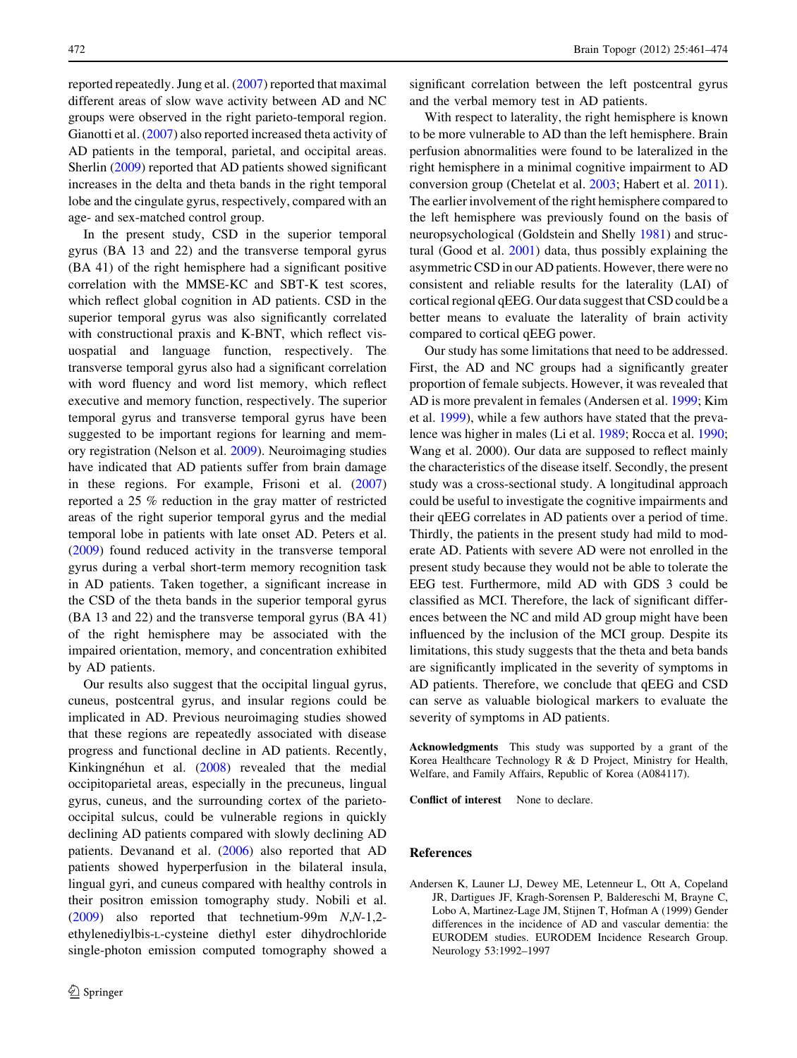reported repeatedly. Jung et al. (2007) reported that maximal different areas of slow wave activity between AD and NC groups were observed in the right parieto-temporal region. Gianotti et al. (2007) also reported increased theta activity of AD patients in the temporal, parietal, and occipital areas. Sherlin (2009) reported that AD patients showed significant increases in the delta and theta bands in the right temporal lobe and the cingulate gyrus, respectively, compared with an age- and sex-matched control group.

In the present study, CSD in the superior temporal gyrus (BA 13 and 22) and the transverse temporal gyrus (BA 41) of the right hemisphere had a significant positive correlation with the MMSE-KC and SBT-K test scores, which reflect global cognition in AD patients. CSD in the superior temporal gyrus was also significantly correlated with constructional praxis and K-BNT, which reflect visuospatial and language function, respectively. The transverse temporal gyrus also had a significant correlation with word fluency and word list memory, which reflect executive and memory function, respectively. The superior temporal gyrus and transverse temporal gyrus have been suggested to be important regions for learning and memory registration (Nelson et al. 2009). Neuroimaging studies have indicated that AD patients suffer from brain damage in these regions. For example, Frisoni et al. (2007) reported a 25 % reduction in the gray matter of restricted areas of the right superior temporal gyrus and the medial temporal lobe in patients with late onset AD. Peters et al. (2009) found reduced activity in the transverse temporal gyrus during a verbal short-term memory recognition task in AD patients. Taken together, a significant increase in the CSD of the theta bands in the superior temporal gyrus (BA 13 and 22) and the transverse temporal gyrus (BA 41) of the right hemisphere may be associated with the impaired orientation, memory, and concentration exhibited by AD patients.

Our results also suggest that the occipital lingual gyrus, cuneus, postcentral gyrus, and insular regions could be implicated in AD. Previous neuroimaging studies showed that these regions are repeatedly associated with disease progress and functional decline in AD patients. Recently, Kinkingnéhun et al. (2008) revealed that the medial occipitoparietal areas, especially in the precuneus, lingual gyrus, cuneus, and the surrounding cortex of the parieto-occipital sulcus, could be vulnerable regions in quickly declining AD patients compared with slowly declining AD patients. Devanand et al. (2006) also reported that AD patients showed hyperperfusion in the bilateral insula, lingual gyri, and cuneus compared with healthy controls in their positron emission tomography study. Nobili et al. (2009) also reported that technetium-99m *N*,*N*-1,2-ethylenediylbis-L-cysteine diethyl ester dihydrochloride single-photon emission computed tomography showed a significant correlation between the left postcentral gyrus and the verbal memory test in AD patients.

With respect to laterality, the right hemisphere is known to be more vulnerable to AD than the left hemisphere. Brain perfusion abnormalities were found to be lateralized in the right hemisphere in a minimal cognitive impairment to AD conversion group (Chetelat et al. 2003; Habert et al. 2011). The earlier involvement of the right hemisphere compared to the left hemisphere was previously found on the basis of neuropsychological (Goldstein and Shelly 1981) and structural (Good et al. 2001) data, thus possibly explaining the asymmetric CSD in our AD patients. However, there were no consistent and reliable results for the laterality (LAI) of cortical regional qEEG. Our data suggest that CSD could be a better means to evaluate the laterality of brain activity compared to cortical qEEG power.

Our study has some limitations that need to be addressed. First, the AD and NC groups had a significantly greater proportion of female subjects. However, it was revealed that AD is more prevalent in females (Andersen et al. 1999; Kim et al. 1999), while a few authors have stated that the prevalence was higher in males (Li et al. 1989; Rocca et al. 1990; Wang et al. 2000). Our data are supposed to reflect mainly the characteristics of the disease itself. Secondly, the present study was a cross-sectional study. A longitudinal approach could be useful to investigate the cognitive impairments and their qEEG correlates in AD patients over a period of time. Thirdly, the patients in the present study had mild to moderate AD. Patients with severe AD were not enrolled in the present study because they would not be able to tolerate the EEG test. Furthermore, mild AD with GDS 3 could be classified as MCI. Therefore, the lack of significant differences between the NC and mild AD group might have been influenced by the inclusion of the MCI group. Despite its limitations, this study suggests that the theta and beta bands are significantly implicated in the severity of symptoms in AD patients. Therefore, we conclude that qEEG and CSD can serve as valuable biological markers to evaluate the severity of symptoms in AD patients.

**Acknowledgments** This study was supported by a grant of the Korea Healthcare Technology R & D Project, Ministry for Health, Welfare, and Family Affairs, Republic of Korea (A084117).

**Conflict of interest** None to declare.

## References

Andersen K, Launer LJ, Dewey ME, Letenneur L, Ott A, Copeland JR, Dartigues JF, Kragh-Sorensen P, Baldereschi M, Brayne C, Lobo A, Martinez-Lage JM, Stijnen T, Hofman A (1999) Gender differences in the incidence of AD and vascular dementia: the EURODEM studies. EURODEM Incidence Research Group. Neurology 53:1992–1997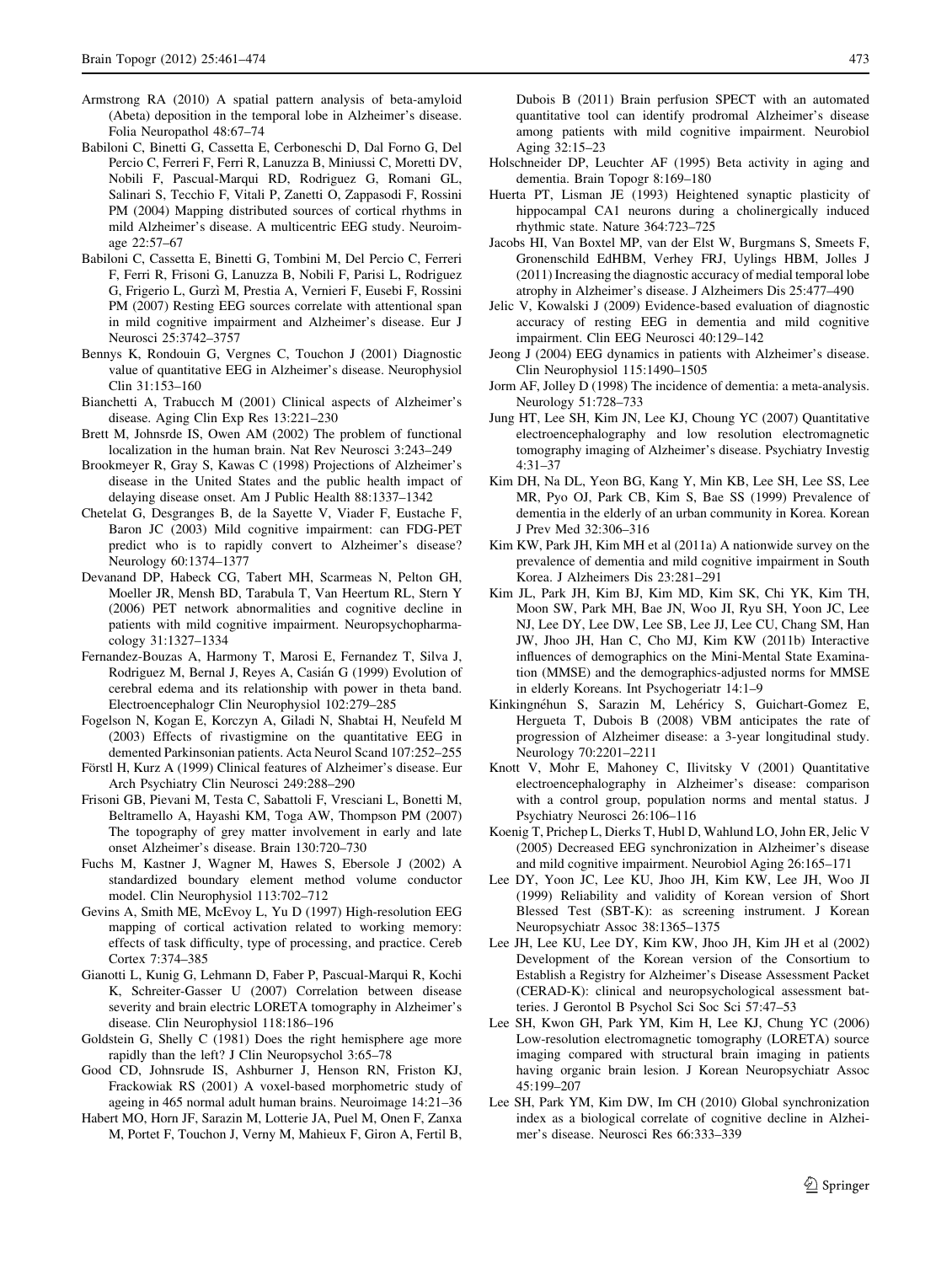Armstrong RA (2010) A spatial pattern analysis of beta-amyloid (Abeta) deposition in the temporal lobe in Alzheimer's disease. Folia Neuropathol 48:67–74

Babiloni C, Binetti G, Cassetta E, Cerboneschi D, Dal Forno G, Del Percio C, Ferreri F, Ferri R, Lanuzza B, Miniussi C, Moretti DV, Nobili F, Pascual-Marqui RD, Rodriguez G, Romani GL, Salinari S, Tecchio F, Vitali P, Zanetti O, Zappasodi F, Rossini PM (2004) Mapping distributed sources of cortical rhythms in mild Alzheimer's disease. A multicentric EEG study. Neuroimage 22:57–67

Babiloni C, Cassetta E, Binetti G, Tombini M, Del Percio C, Ferreri F, Ferri R, Frisoni G, Lanuzza B, Nobili F, Parisi L, Rodriguez G, Frigerio L, Gurzì M, Prestia A, Vernieri F, Eusebi F, Rossini PM (2007) Resting EEG sources correlate with attentional span in mild cognitive impairment and Alzheimer's disease. Eur J Neurosci 25:3742–3757

Bennys K, Rondouin G, Vergnes C, Touchon J (2001) Diagnostic value of quantitative EEG in Alzheimer's disease. Neurophysiol Clin 31:153–160

Bianchetti A, Trabucch M (2001) Clinical aspects of Alzheimer's disease. Aging Clin Exp Res 13:221–230

Brett M, Johnsrde IS, Owen AM (2002) The problem of functional localization in the human brain. Nat Rev Neurosci 3:243–249

Brookmeyer R, Gray S, Kawas C (1998) Projections of Alzheimer's disease in the United States and the public health impact of delaying disease onset. Am J Public Health 88:1337–1342

Chetelat G, Desgranges B, de la Sayette V, Viader F, Eustache F, Baron JC (2003) Mild cognitive impairment: can FDG-PET predict who is to rapidly convert to Alzheimer's disease? Neurology 60:1374–1377

Devanand DP, Habeck CG, Tabert MH, Scarmeas N, Pelton GH, Moeller JR, Mensh BD, Tarabula T, Van Heertum RL, Stern Y (2006) PET network abnormalities and cognitive decline in patients with mild cognitive impairment. Neuropsychopharmacology 31:1327–1334

Fernandez-Bouzas A, Harmony T, Marosi E, Fernandez T, Silva J, Rodriguez M, Bernal J, Reyes A, Casián G (1999) Evolution of cerebral edema and its relationship with power in theta band. Electroencephalogr Clin Neurophysiol 102:279–285

Fogelson N, Kogan E, Korczyn A, Giladi N, Shabtai H, Neufeld M (2003) Effects of rivastigmine on the quantitative EEG in demented Parkinsonian patients. Acta Neurol Scand 107:252–255

Förstl H, Kurz A (1999) Clinical features of Alzheimer's disease. Eur Arch Psychiatry Clin Neurosci 249:288–290

Frisoni GB, Pievani M, Testa C, Sabattoli F, Vresciani L, Bonetti M, Beltramello A, Hayashi KM, Toga AW, Thompson PM (2007) The topography of grey matter involvement in early and late onset Alzheimer's disease. Brain 130:720–730

Fuchs M, Kastner J, Wagner M, Hawes S, Ebersole J (2002) A standardized boundary element method volume conductor model. Clin Neurophysiol 113:702–712

Gevins A, Smith ME, McEvoy L, Yu D (1997) High-resolution EEG mapping of cortical activation related to working memory: effects of task difficulty, type of processing, and practice. Cereb Cortex 7:374–385

Gianotti L, Kunig G, Lehmann D, Faber P, Pascual-Marqui R, Kochi K, Schreiter-Gasser U (2007) Correlation between disease severity and brain electric LORETA tomography in Alzheimer's disease. Clin Neurophysiol 118:186–196

Goldstein G, Shelly C (1981) Does the right hemisphere age more rapidly than the left? J Clin Neuropsychol 3:65–78

Good CD, Johnsrude IS, Ashburner J, Henson RN, Friston KJ, Frackowiak RS (2001) A voxel-based morphometric study of ageing in 465 normal adult human brains. Neuroimage 14:21–36

Habert MO, Horn JF, Sarazin M, Lotterie JA, Puel M, Onen F, Zanxa M, Portet F, Touchon J, Verny M, Mahieux F, Giron A, Fertil B, Dubois B (2011) Brain perfusion SPECT with an automated quantitative tool can identify prodromal Alzheimer's disease among patients with mild cognitive impairment. Neurobiol Aging 32:15–23

Holschneider DP, Leuchter AF (1995) Beta activity in aging and dementia. Brain Topogr 8:169–180

Huerta PT, Lisman JE (1993) Heightened synaptic plasticity of hippocampal CA1 neurons during a cholinergically induced rhythmic state. Nature 364:723–725

Jacobs HI, Van Boxtel MP, van der Elst W, Burgmans S, Smeets F, Gronenschild EdHBM, Verhey FRJ, Uylings HBM, Jolles J (2011) Increasing the diagnostic accuracy of medial temporal lobe atrophy in Alzheimer's disease. J Alzheimers Dis 25:477–490

Jelic V, Kowalski J (2009) Evidence-based evaluation of diagnostic accuracy of resting EEG in dementia and mild cognitive impairment. Clin EEG Neurosci 40:129–142

Jeong J (2004) EEG dynamics in patients with Alzheimer's disease. Clin Neurophysiol 115:1490–1505

Jorm AF, Jolley D (1998) The incidence of dementia: a meta-analysis. Neurology 51:728–733

Jung HT, Lee SH, Kim JN, Lee KJ, Choung YC (2007) Quantitative electroencephalography and low resolution electromagnetic tomography imaging of Alzheimer's disease. Psychiatry Investig 4:31–37

Kim DH, Na DL, Yeon BG, Kang Y, Min KB, Lee SH, Lee SS, Lee MR, Pyo OJ, Park CB, Kim S, Bae SS (1999) Prevalence of dementia in the elderly of an urban community in Korea. Korean J Prev Med 32:306–316

Kim KW, Park JH, Kim MH et al (2011a) A nationwide survey on the prevalence of dementia and mild cognitive impairment in South Korea. J Alzheimers Dis 23:281–291

Kim JL, Park JH, Kim BJ, Kim MD, Kim SK, Chi YK, Kim TH, Moon SW, Park MH, Bae JN, Woo JI, Ryu SH, Yoon JC, Lee NJ, Lee DY, Lee DW, Lee SB, Lee JJ, Lee CU, Chang SM, Han JW, Jhoo JH, Han C, Cho MJ, Kim KW (2011b) Interactive influences of demographics on the Mini-Mental State Examination (MMSE) and the demographics-adjusted norms for MMSE in elderly Koreans. Int Psychogeriatr 14:1–9

Kinkingnéhun S, Sarazin M, Lehéricy S, Guichart-Gomez E, Hergueta T, Dubois B (2008) VBM anticipates the rate of progression of Alzheimer disease: a 3-year longitudinal study. Neurology 70:2201–2211

Knott V, Mohr E, Mahoney C, Ilivitsky V (2001) Quantitative electroencephalography in Alzheimer's disease: comparison with a control group, population norms and mental status. J Psychiatry Neurosci 26:106–116

Koenig T, Prichep L, Dierks T, Hubl D, Wahlund LO, John ER, Jelic V (2005) Decreased EEG synchronization in Alzheimer's disease and mild cognitive impairment. Neurobiol Aging 26:165–171

Lee DY, Yoon JC, Lee KU, Jhoo JH, Kim KW, Lee JH, Woo JI (1999) Reliability and validity of Korean version of Short Blessed Test (SBT-K): as screening instrument. J Korean Neuropsychiatr Assoc 38:1365–1375

Lee JH, Lee KU, Lee DY, Kim KW, Jhoo JH, Kim JH et al (2002) Development of the Korean version of the Consortium to Establish a Registry for Alzheimer's Disease Assessment Packet (CERAD-K): clinical and neuropsychological assessment batteries. J Gerontol B Psychol Sci Soc Sci 57:47–53

Lee SH, Kwon GH, Park YM, Kim H, Lee KJ, Chung YC (2006) Low-resolution electromagnetic tomography (LORETA) source imaging compared with structural brain imaging in patients having organic brain lesion. J Korean Neuropsychiatr Assoc 45:199–207

Lee SH, Park YM, Kim DW, Im CH (2010) Global synchronization index as a biological correlate of cognitive decline in Alzheimer's disease. Neurosci Res 66:333–339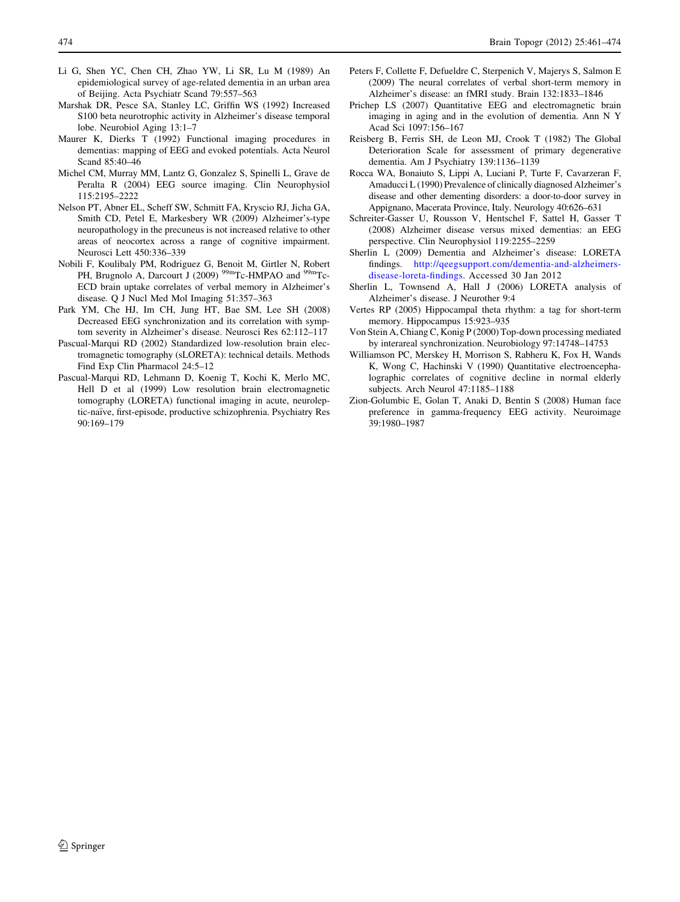Li G, Shen YC, Chen CH, Zhao YW, Li SR, Lu M (1989) An epidemiological survey of age-related dementia in an urban area of Beijing. Acta Psychiatr Scand 79:557–563

Marshak DR, Pesce SA, Stanley LC, Griffin WS (1992) Increased S100 beta neurotrophic activity in Alzheimer's disease temporal lobe. Neurobiol Aging 13:1–7

Maurer K, Dierks T (1992) Functional imaging procedures in dementias: mapping of EEG and evoked potentials. Acta Neurol Scand 85:40–46

Michel CM, Murray MM, Lantz G, Gonzalez S, Spinelli L, Grave de Peralta R (2004) EEG source imaging. Clin Neurophysiol 115:2195–2222

Nelson PT, Abner EL, Scheff SW, Schmitt FA, Kryscio RJ, Jicha GA, Smith CD, Petel E, Markesbery WR (2009) Alzheimer's-type neuropathology in the precuneus is not increased relative to other areas of neocortex across a range of cognitive impairment. Neurosci Lett 450:336–339

Nobili F, Koulibaly PM, Rodriguez G, Benoit M, Girtler N, Robert PH, Brugnolo A, Darcourt J (2009) $^{99m}$Tc-HMPAO and $^{99m}$Tc-ECD brain uptake correlates of verbal memory in Alzheimer's disease. Q J Nucl Med Mol Imaging 51:357–363

Park YM, Che HJ, Im CH, Jung HT, Bae SM, Lee SH (2008) Decreased EEG synchronization and its correlation with symptom severity in Alzheimer's disease. Neurosci Res 62:112–117

Pascual-Marqui RD (2002) Standardized low-resolution brain electromagnetic tomography (sLORETA): technical details. Methods Find Exp Clin Pharmacol 24:5–12

Pascual-Marqui RD, Lehmann D, Koenig T, Kochi K, Merlo MC, Hell D et al (1999) Low resolution brain electromagnetic tomography (LORETA) functional imaging in acute, neuroleptic-naïve, first-episode, productive schizophrenia. Psychiatry Res 90:169–179

Peters F, Collette F, Defueldre C, Sterpenich V, Majerys S, Salmon E (2009) The neural correlates of verbal short-term memory in Alzheimer's disease: an fMRI study. Brain 132:1833–1846

Prichep LS (2007) Quantitative EEG and electromagnetic brain imaging in aging and in the evolution of dementia. Ann N Y Acad Sci 1097:156–167

Reisberg B, Ferris SH, de Leon MJ, Crook T (1982) The Global Deterioration Scale for assessment of primary degenerative dementia. Am J Psychiatry 139:1136–1139

Rocca WA, Bonaiuto S, Lippi A, Luciani P, Turte F, Cavarzeran F, Amaducci L (1990) Prevalence of clinically diagnosed Alzheimer's disease and other dementing disorders: a door-to-door survey in Appignano, Macerata Province, Italy. Neurology 40:626–631

Schreiter-Gasser U, Rousson V, Hentschel F, Sattel H, Gasser T (2008) Alzheimer disease versus mixed dementias: an EEG perspective. Clin Neurophysiol 119:2255–2259

Sherlin L (2009) Dementia and Alzheimer's disease: LORETA findings. http://qeegsupport.com/dementia-and-alzheimers-disease-loreta-findings. Accessed 30 Jan 2012

Sherlin L, Townsend A, Hall J (2006) LORETA analysis of Alzheimer's disease. J Neurother 9:4

Vertes RP (2005) Hippocampal theta rhythm: a tag for short-term memory. Hippocampus 15:923–935

Von Stein A, Chiang C, Konig P (2000) Top-down processing mediated by interareal synchronization. Neurobiology 97:14748–14753

Williamson PC, Merskey H, Morrison S, Rabheru K, Fox H, Wands K, Wong C, Hachinski V (1990) Quantitative electroencephalographic correlates of cognitive decline in normal elderly subjects. Arch Neurol 47:1185–1188

Zion-Golumbic E, Golan T, Anaki D, Bentin S (2008) Human face preference in gamma-frequency EEG activity. Neuroimage 39:1980–1987